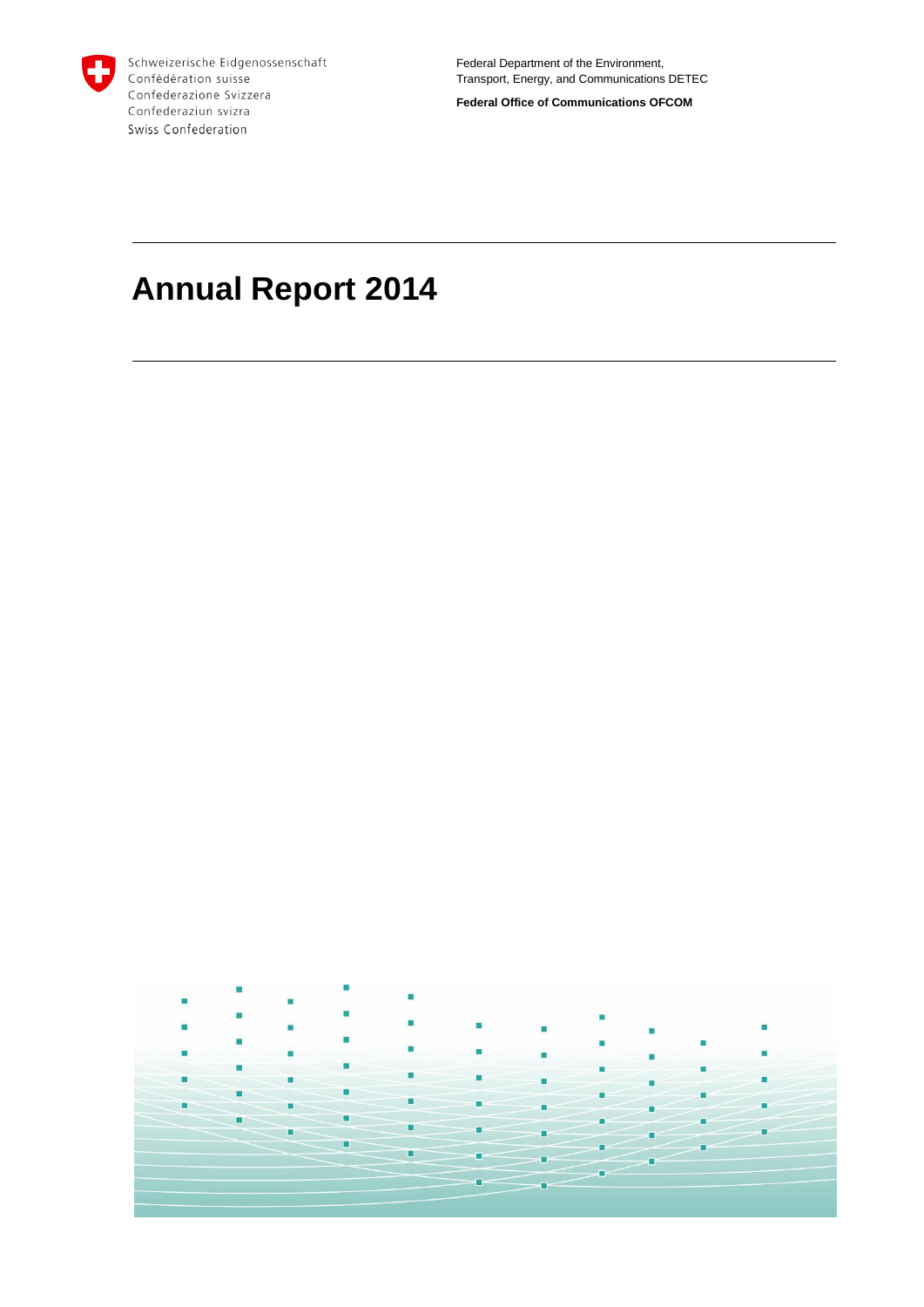Schweizerische Eidgenossenschaft
Confédération suisse
Confederazione Svizzera
Confederaziun svizra
Swiss Confederation

Federal Department of the Environment,
Transport, Energy, and Communications DETEC

**Federal Office of Communications OFCOM**

# Annual Report 2014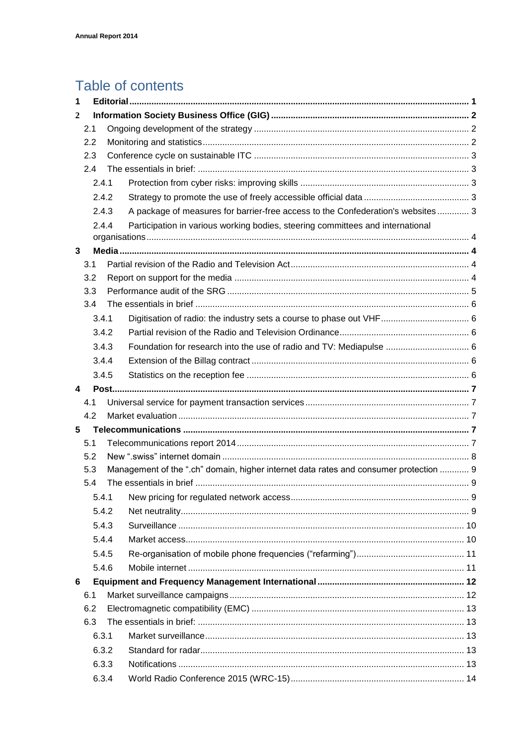# Table of contents

1 **Editorial** ... 1

2 **Information Society Business Office (GIG)** ... 2

- 2.1 Ongoing development of the strategy ... 2
- 2.2 Monitoring and statistics ... 2
- 2.3 Conference cycle on sustainable ITC ... 3
- 2.4 The essentials in brief: ... 3
  - 2.4.1 Protection from cyber risks: improving skills ... 3
  - 2.4.2 Strategy to promote the use of freely accessible official data ... 3
  - 2.4.3 A package of measures for barrier-free access to the Confederation's websites ... 3
  - 2.4.4 Participation in various working bodies, steering committees and international organisations ... 4

3 **Media** ... 4

- 3.1 Partial revision of the Radio and Television Act ... 4
- 3.2 Report on support for the media ... 4
- 3.3 Performance audit of the SRG ... 5
- 3.4 The essentials in brief ... 6
  - 3.4.1 Digitisation of radio: the industry sets a course to phase out VHF ... 6
  - 3.4.2 Partial revision of the Radio and Television Ordinance ... 6
  - 3.4.3 Foundation for research into the use of radio and TV: Mediapulse ... 6
  - 3.4.4 Extension of the Billag contract ... 6
  - 3.4.5 Statistics on the reception fee ... 6

4 **Post** ... 7

- 4.1 Universal service for payment transaction services ... 7
- 4.2 Market evaluation ... 7

5 **Telecommunications** ... 7

- 5.1 Telecommunications report 2014 ... 7
- 5.2 New ".swiss" internet domain ... 8
- 5.3 Management of the ".ch" domain, higher internet data rates and consumer protection ... 9
- 5.4 The essentials in brief ... 9
  - 5.4.1 New pricing for regulated network access ... 9
  - 5.4.2 Net neutrality ... 9
  - 5.4.3 Surveillance ... 10
  - 5.4.4 Market access ... 10
  - 5.4.5 Re-organisation of mobile phone frequencies ("refarming") ... 11
  - 5.4.6 Mobile internet ... 11

6 **Equipment and Frequency Management International** ... 12

- 6.1 Market surveillance campaigns ... 12
- 6.2 Electromagnetic compatibility (EMC) ... 13
- 6.3 The essentials in brief: ... 13
  - 6.3.1 Market surveillance ... 13
  - 6.3.2 Standard for radar ... 13
  - 6.3.3 Notifications ... 13
  - 6.3.4 World Radio Conference 2015 (WRC-15) ... 14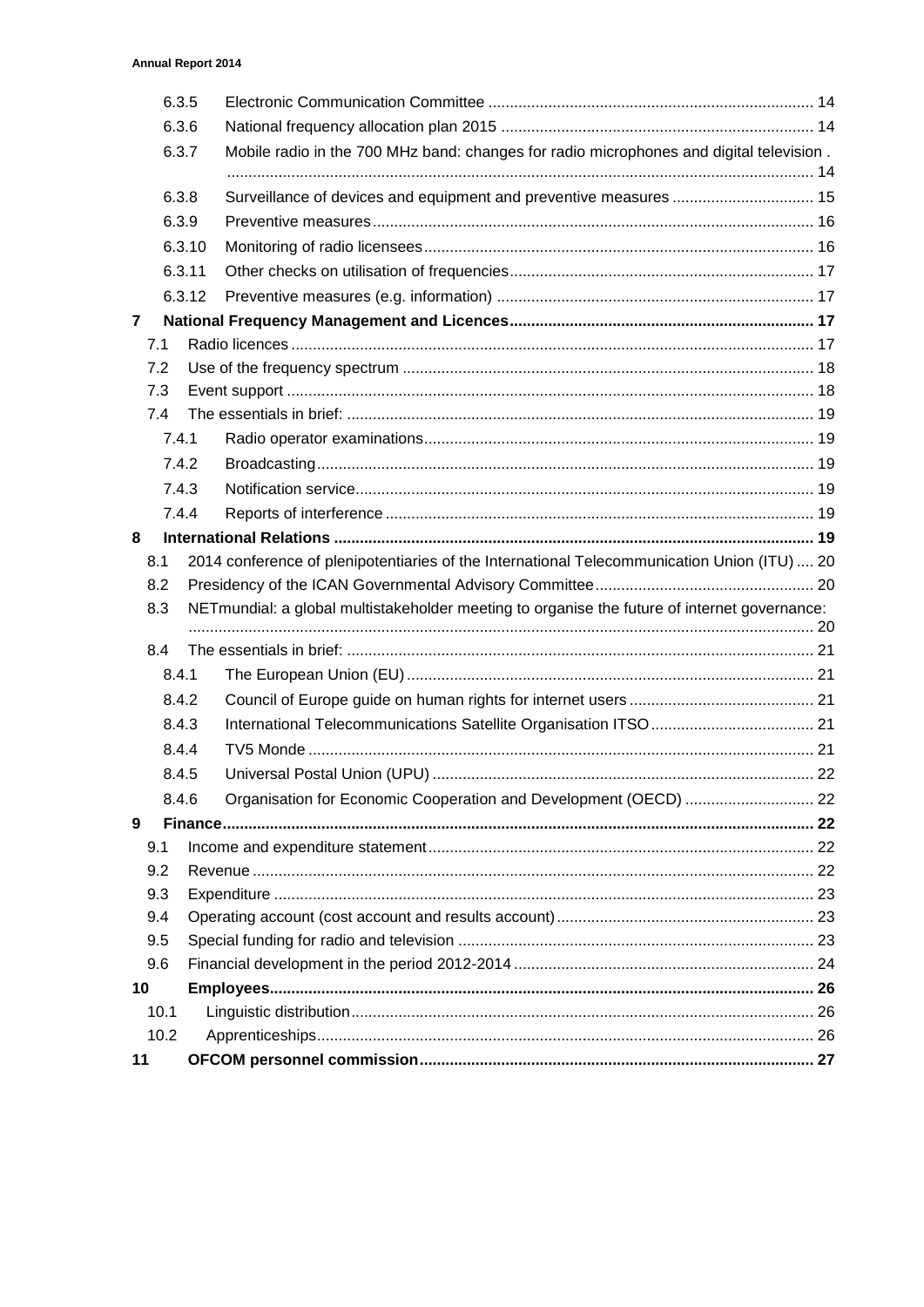6.3.5 Electronic Communication Committee ........................................................................... 14

6.3.6 National frequency allocation plan 2015 ........................................................................ 14

6.3.7 Mobile radio in the 700 MHz band: changes for radio microphones and digital television . ........................................................................................................................................ 14

6.3.8 Surveillance of devices and equipment and preventive measures ................................. 15

6.3.9 Preventive measures ...................................................................................................... 16

6.3.10 Monitoring of radio licensees .......................................................................................... 16

6.3.11 Other checks on utilisation of frequencies ...................................................................... 17

6.3.12 Preventive measures (e.g. information) .......................................................................... 17

**7 National Frequency Management and Licences ...................................................................... 17**

7.1 Radio licences ......................................................................................................................... 17

7.2 Use of the frequency spectrum ............................................................................................... 18

7.3 Event support .......................................................................................................................... 18

7.4 The essentials in brief: ............................................................................................................ 19

7.4.1 Radio operator examinations .......................................................................................... 19

7.4.2 Broadcasting ................................................................................................................... 19

7.4.3 Notification service .......................................................................................................... 19

7.4.4 Reports of interference .................................................................................................... 19

**8 International Relations .............................................................................................................. 19**

8.1 2014 conference of plenipotentiaries of the International Telecommunication Union (ITU) .... 20

8.2 Presidency of the ICAN Governmental Advisory Committee .................................................. 20

8.3 NETmundial: a global multistakeholder meeting to organise the future of internet governance: ................................................................................................................................................ 20

8.4 The essentials in brief: ............................................................................................................ 21

8.4.1 The European Union (EU) .............................................................................................. 21

8.4.2 Council of Europe guide on human rights for internet users ........................................... 21

8.4.3 International Telecommunications Satellite Organisation ITSO ...................................... 21

8.4.4 TV5 Monde ..................................................................................................................... 21

8.4.5 Universal Postal Union (UPU) ......................................................................................... 22

8.4.6 Organisation for Economic Cooperation and Development (OECD) .............................. 22

**9 Finance ........................................................................................................................................ 22**

9.1 Income and expenditure statement ......................................................................................... 22

9.2 Revenue .................................................................................................................................. 22

9.3 Expenditure ............................................................................................................................. 23

9.4 Operating account (cost account and results account) ........................................................... 23

9.5 Special funding for radio and television .................................................................................. 23

9.6 Financial development in the period 2012-2014 ..................................................................... 24

**10 Employees ............................................................................................................................. 26**

10.1 Linguistic distribution ........................................................................................................... 26

10.2 Apprenticeships .................................................................................................................. 26

**11 OFCOM personnel commission .......................................................................................... 27**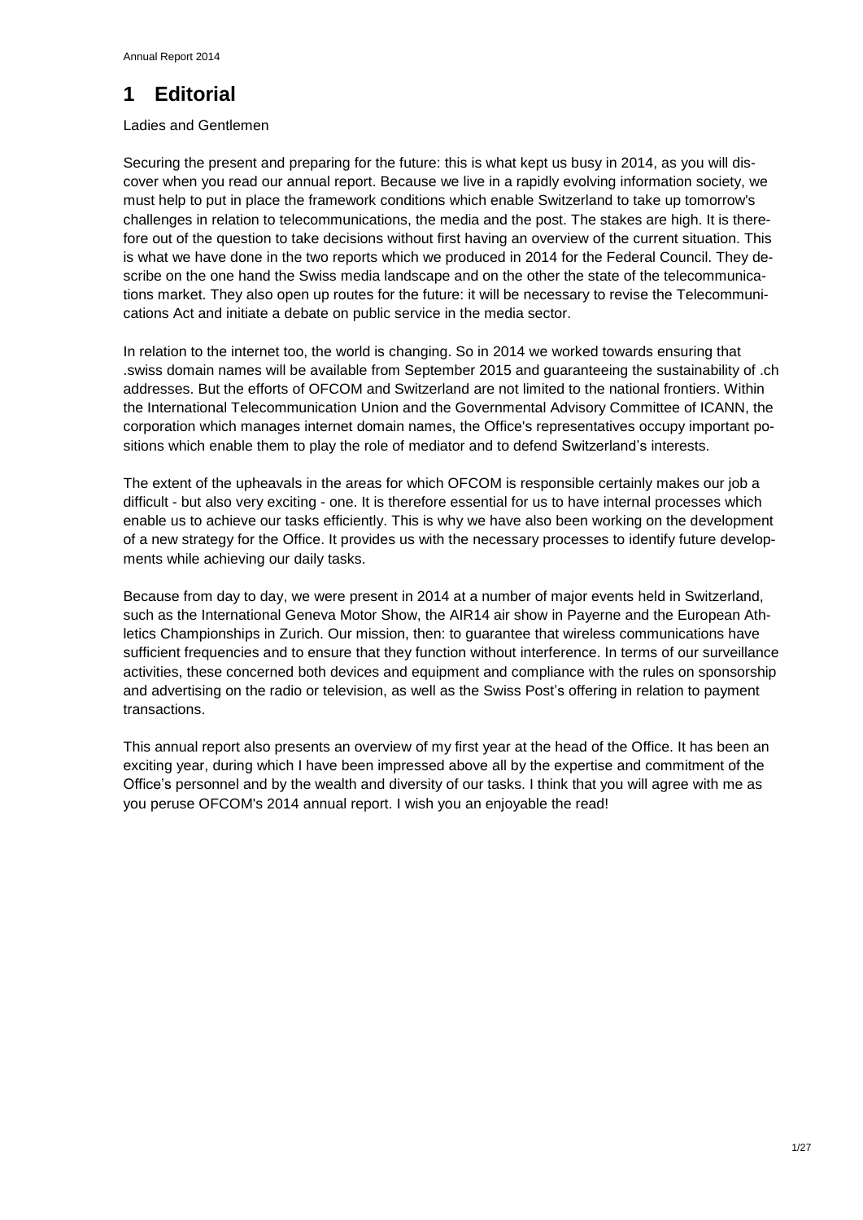# 1 Editorial

Ladies and Gentlemen

Securing the present and preparing for the future: this is what kept us busy in 2014, as you will discover when you read our annual report. Because we live in a rapidly evolving information society, we must help to put in place the framework conditions which enable Switzerland to take up tomorrow's challenges in relation to telecommunications, the media and the post. The stakes are high. It is therefore out of the question to take decisions without first having an overview of the current situation. This is what we have done in the two reports which we produced in 2014 for the Federal Council. They describe on the one hand the Swiss media landscape and on the other the state of the telecommunications market. They also open up routes for the future: it will be necessary to revise the Telecommunications Act and initiate a debate on public service in the media sector.

In relation to the internet too, the world is changing. So in 2014 we worked towards ensuring that .swiss domain names will be available from September 2015 and guaranteeing the sustainability of .ch addresses. But the efforts of OFCOM and Switzerland are not limited to the national frontiers. Within the International Telecommunication Union and the Governmental Advisory Committee of ICANN, the corporation which manages internet domain names, the Office's representatives occupy important positions which enable them to play the role of mediator and to defend Switzerland's interests.

The extent of the upheavals in the areas for which OFCOM is responsible certainly makes our job a difficult - but also very exciting - one. It is therefore essential for us to have internal processes which enable us to achieve our tasks efficiently. This is why we have also been working on the development of a new strategy for the Office. It provides us with the necessary processes to identify future developments while achieving our daily tasks.

Because from day to day, we were present in 2014 at a number of major events held in Switzerland, such as the International Geneva Motor Show, the AIR14 air show in Payerne and the European Athletics Championships in Zurich. Our mission, then: to guarantee that wireless communications have sufficient frequencies and to ensure that they function without interference. In terms of our surveillance activities, these concerned both devices and equipment and compliance with the rules on sponsorship and advertising on the radio or television, as well as the Swiss Post's offering in relation to payment transactions.

This annual report also presents an overview of my first year at the head of the Office. It has been an exciting year, during which I have been impressed above all by the expertise and commitment of the Office's personnel and by the wealth and diversity of our tasks. I think that you will agree with me as you peruse OFCOM's 2014 annual report. I wish you an enjoyable the read!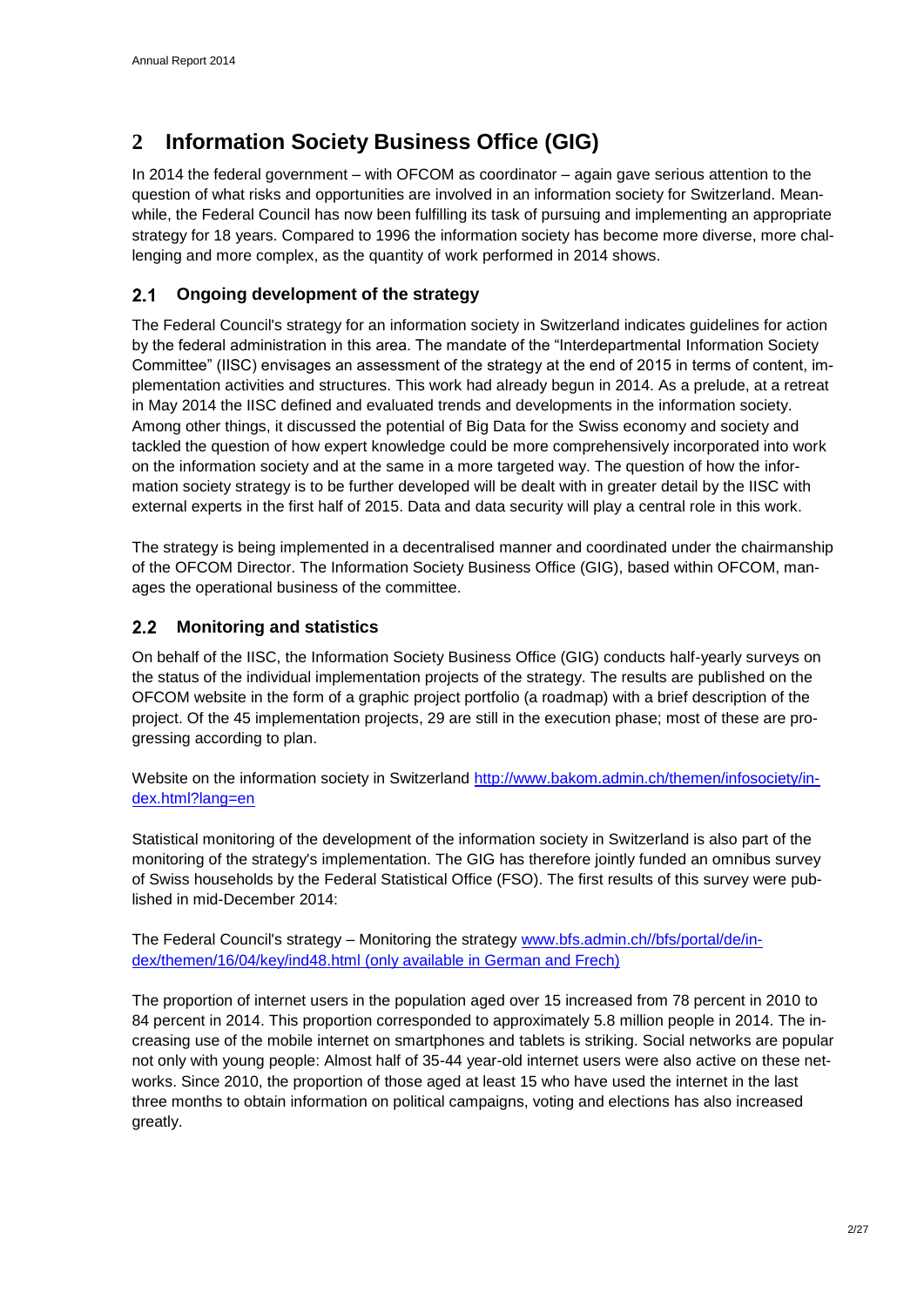# 2 Information Society Business Office (GIG)

In 2014 the federal government – with OFCOM as coordinator – again gave serious attention to the question of what risks and opportunities are involved in an information society for Switzerland. Meanwhile, the Federal Council has now been fulfilling its task of pursuing and implementing an appropriate strategy for 18 years. Compared to 1996 the information society has become more diverse, more challenging and more complex, as the quantity of work performed in 2014 shows.

## 2.1 Ongoing development of the strategy

The Federal Council's strategy for an information society in Switzerland indicates guidelines for action by the federal administration in this area. The mandate of the "Interdepartmental Information Society Committee" (IISC) envisages an assessment of the strategy at the end of 2015 in terms of content, implementation activities and structures. This work had already begun in 2014. As a prelude, at a retreat in May 2014 the IISC defined and evaluated trends and developments in the information society. Among other things, it discussed the potential of Big Data for the Swiss economy and society and tackled the question of how expert knowledge could be more comprehensively incorporated into work on the information society and at the same in a more targeted way. The question of how the information society strategy is to be further developed will be dealt with in greater detail by the IISC with external experts in the first half of 2015. Data and data security will play a central role in this work.

The strategy is being implemented in a decentralised manner and coordinated under the chairmanship of the OFCOM Director. The Information Society Business Office (GIG), based within OFCOM, manages the operational business of the committee.

## 2.2 Monitoring and statistics

On behalf of the IISC, the Information Society Business Office (GIG) conducts half-yearly surveys on the status of the individual implementation projects of the strategy. The results are published on the OFCOM website in the form of a graphic project portfolio (a roadmap) with a brief description of the project. Of the 45 implementation projects, 29 are still in the execution phase; most of these are progressing according to plan.

Website on the information society in Switzerland [http://www.bakom.admin.ch/themen/infosociety/index.html?lang=en](http://www.bakom.admin.ch/themen/infosociety/index.html?lang=en)

Statistical monitoring of the development of the information society in Switzerland is also part of the monitoring of the strategy's implementation. The GIG has therefore jointly funded an omnibus survey of Swiss households by the Federal Statistical Office (FSO). The first results of this survey were published in mid-December 2014:

The Federal Council's strategy – Monitoring the strategy [www.bfs.admin.ch//bfs/portal/de/index/themen/16/04/key/ind48.html (only available in German and Frech)](www.bfs.admin.ch//bfs/portal/de/index/themen/16/04/key/ind48.html)

The proportion of internet users in the population aged over 15 increased from 78 percent in 2010 to 84 percent in 2014. This proportion corresponded to approximately 5.8 million people in 2014. The increasing use of the mobile internet on smartphones and tablets is striking. Social networks are popular not only with young people: Almost half of 35-44 year-old internet users were also active on these networks. Since 2010, the proportion of those aged at least 15 who have used the internet in the last three months to obtain information on political campaigns, voting and elections has also increased greatly.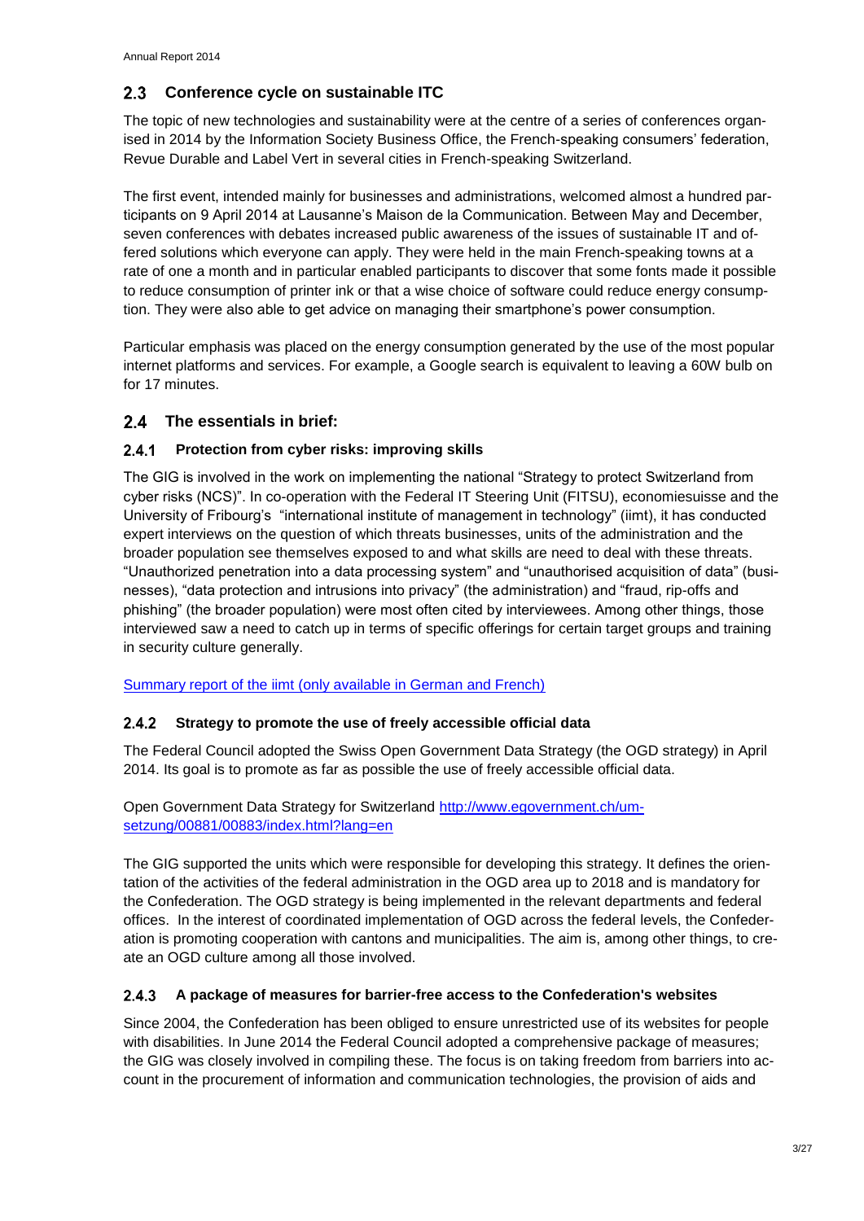## 2.3 Conference cycle on sustainable ITC

The topic of new technologies and sustainability were at the centre of a series of conferences organised in 2014 by the Information Society Business Office, the French-speaking consumers' federation, Revue Durable and Label Vert in several cities in French-speaking Switzerland.

The first event, intended mainly for businesses and administrations, welcomed almost a hundred participants on 9 April 2014 at Lausanne's Maison de la Communication. Between May and December, seven conferences with debates increased public awareness of the issues of sustainable IT and offered solutions which everyone can apply. They were held in the main French-speaking towns at a rate of one a month and in particular enabled participants to discover that some fonts made it possible to reduce consumption of printer ink or that a wise choice of software could reduce energy consumption. They were also able to get advice on managing their smartphone's power consumption.

Particular emphasis was placed on the energy consumption generated by the use of the most popular internet platforms and services. For example, a Google search is equivalent to leaving a 60W bulb on for 17 minutes.

## 2.4 The essentials in brief:

### 2.4.1 Protection from cyber risks: improving skills

The GIG is involved in the work on implementing the national "Strategy to protect Switzerland from cyber risks (NCS)". In co-operation with the Federal IT Steering Unit (FITSU), economiesuisse and the University of Fribourg's "international institute of management in technology" (iimt), it has conducted expert interviews on the question of which threats businesses, units of the administration and the broader population see themselves exposed to and what skills are need to deal with these threats. "Unauthorized penetration into a data processing system" and "unauthorised acquisition of data" (businesses), "data protection and intrusions into privacy" (the administration) and "fraud, rip-offs and phishing" (the broader population) were most often cited by interviewees. Among other things, those interviewed saw a need to catch up in terms of specific offerings for certain target groups and training in security culture generally.

Summary report of the iimt (only available in German and French)

### 2.4.2 Strategy to promote the use of freely accessible official data

The Federal Council adopted the Swiss Open Government Data Strategy (the OGD strategy) in April 2014. Its goal is to promote as far as possible the use of freely accessible official data.

Open Government Data Strategy for Switzerland http://www.egovernment.ch/umsetzung/00881/00883/index.html?lang=en

The GIG supported the units which were responsible for developing this strategy. It defines the orientation of the activities of the federal administration in the OGD area up to 2018 and is mandatory for the Confederation. The OGD strategy is being implemented in the relevant departments and federal offices. In the interest of coordinated implementation of OGD across the federal levels, the Confederation is promoting cooperation with cantons and municipalities. The aim is, among other things, to create an OGD culture among all those involved.

### 2.4.3 A package of measures for barrier-free access to the Confederation's websites

Since 2004, the Confederation has been obliged to ensure unrestricted use of its websites for people with disabilities. In June 2014 the Federal Council adopted a comprehensive package of measures; the GIG was closely involved in compiling these. The focus is on taking freedom from barriers into account in the procurement of information and communication technologies, the provision of aids and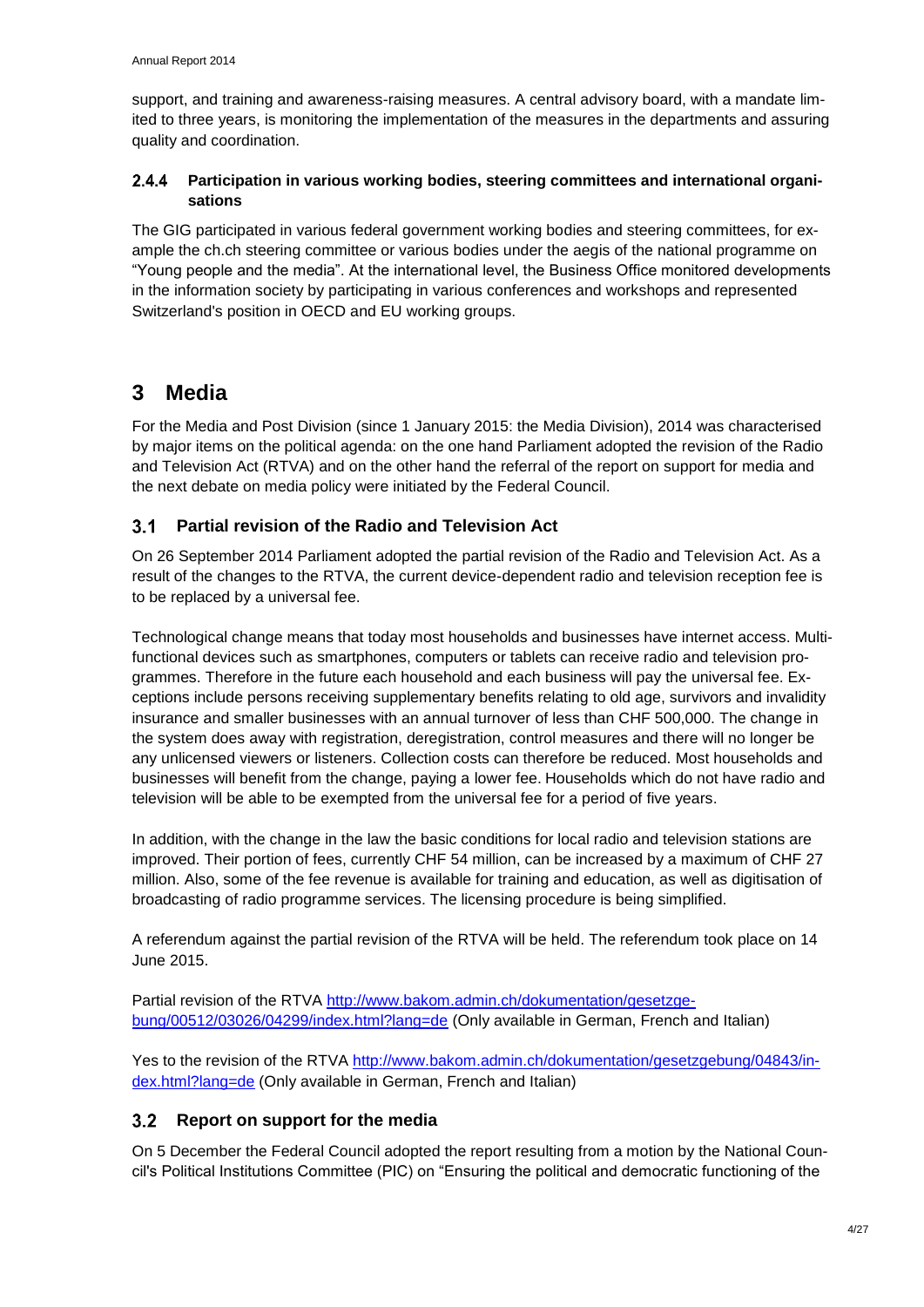support, and training and awareness-raising measures. A central advisory board, with a mandate limited to three years, is monitoring the implementation of the measures in the departments and assuring quality and coordination.

#### 2.4.4 Participation in various working bodies, steering committees and international organisations

The GIG participated in various federal government working bodies and steering committees, for example the ch.ch steering committee or various bodies under the aegis of the national programme on "Young people and the media". At the international level, the Business Office monitored developments in the information society by participating in various conferences and workshops and represented Switzerland's position in OECD and EU working groups.

# 3 Media

For the Media and Post Division (since 1 January 2015: the Media Division), 2014 was characterised by major items on the political agenda: on the one hand Parliament adopted the revision of the Radio and Television Act (RTVA) and on the other hand the referral of the report on support for media and the next debate on media policy were initiated by the Federal Council.

## 3.1 Partial revision of the Radio and Television Act

On 26 September 2014 Parliament adopted the partial revision of the Radio and Television Act. As a result of the changes to the RTVA, the current device-dependent radio and television reception fee is to be replaced by a universal fee.

Technological change means that today most households and businesses have internet access. Multifunctional devices such as smartphones, computers or tablets can receive radio and television programmes. Therefore in the future each household and each business will pay the universal fee. Exceptions include persons receiving supplementary benefits relating to old age, survivors and invalidity insurance and smaller businesses with an annual turnover of less than CHF 500,000. The change in the system does away with registration, deregistration, control measures and there will no longer be any unlicensed viewers or listeners. Collection costs can therefore be reduced. Most households and businesses will benefit from the change, paying a lower fee. Households which do not have radio and television will be able to be exempted from the universal fee for a period of five years.

In addition, with the change in the law the basic conditions for local radio and television stations are improved. Their portion of fees, currently CHF 54 million, can be increased by a maximum of CHF 27 million. Also, some of the fee revenue is available for training and education, as well as digitisation of broadcasting of radio programme services. The licensing procedure is being simplified.

A referendum against the partial revision of the RTVA will be held. The referendum took place on 14 June 2015.

Partial revision of the RTVA http://www.bakom.admin.ch/dokumentation/gesetzgebung/00512/03026/04299/index.html?lang=de (Only available in German, French and Italian)

Yes to the revision of the RTVA http://www.bakom.admin.ch/dokumentation/gesetzgebung/04843/index.html?lang=de (Only available in German, French and Italian)

## 3.2 Report on support for the media

On 5 December the Federal Council adopted the report resulting from a motion by the National Council's Political Institutions Committee (PIC) on "Ensuring the political and democratic functioning of the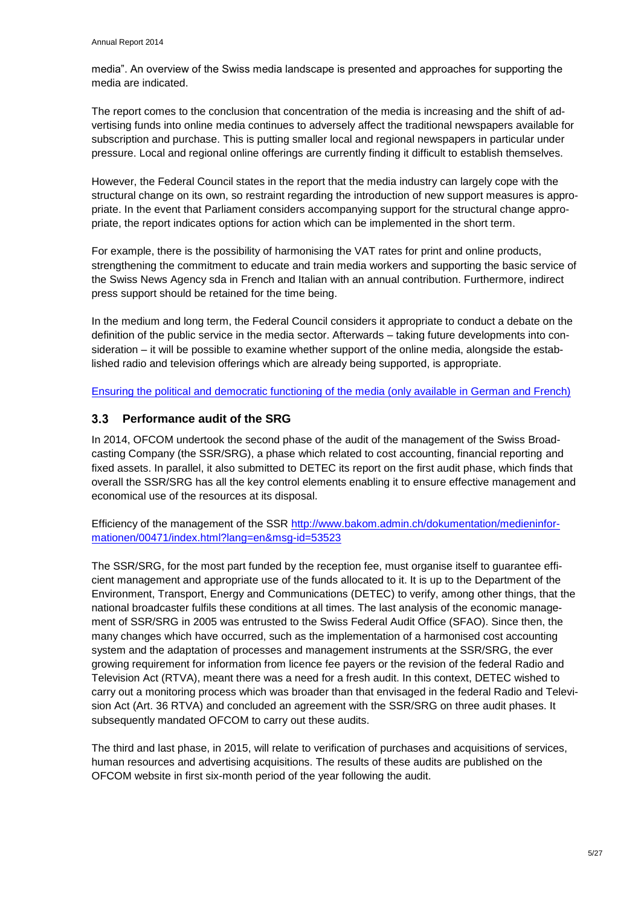media". An overview of the Swiss media landscape is presented and approaches for supporting the media are indicated.

The report comes to the conclusion that concentration of the media is increasing and the shift of advertising funds into online media continues to adversely affect the traditional newspapers available for subscription and purchase. This is putting smaller local and regional newspapers in particular under pressure. Local and regional online offerings are currently finding it difficult to establish themselves.

However, the Federal Council states in the report that the media industry can largely cope with the structural change on its own, so restraint regarding the introduction of new support measures is appropriate. In the event that Parliament considers accompanying support for the structural change appropriate, the report indicates options for action which can be implemented in the short term.

For example, there is the possibility of harmonising the VAT rates for print and online products, strengthening the commitment to educate and train media workers and supporting the basic service of the Swiss News Agency sda in French and Italian with an annual contribution. Furthermore, indirect press support should be retained for the time being.

In the medium and long term, the Federal Council considers it appropriate to conduct a debate on the definition of the public service in the media sector. Afterwards – taking future developments into consideration – it will be possible to examine whether support of the online media, alongside the established radio and television offerings which are already being supported, is appropriate.

Ensuring the political and democratic functioning of the media (only available in German and French)

## 3.3 Performance audit of the SRG

In 2014, OFCOM undertook the second phase of the audit of the management of the Swiss Broadcasting Company (the SSR/SRG), a phase which related to cost accounting, financial reporting and fixed assets. In parallel, it also submitted to DETEC its report on the first audit phase, which finds that overall the SSR/SRG has all the key control elements enabling it to ensure effective management and economical use of the resources at its disposal.

Efficiency of the management of the SSR http://www.bakom.admin.ch/dokumentation/medieninformationen/00471/index.html?lang=en&msg-id=53523

The SSR/SRG, for the most part funded by the reception fee, must organise itself to guarantee efficient management and appropriate use of the funds allocated to it. It is up to the Department of the Environment, Transport, Energy and Communications (DETEC) to verify, among other things, that the national broadcaster fulfils these conditions at all times. The last analysis of the economic management of SSR/SRG in 2005 was entrusted to the Swiss Federal Audit Office (SFAO). Since then, the many changes which have occurred, such as the implementation of a harmonised cost accounting system and the adaptation of processes and management instruments at the SSR/SRG, the ever growing requirement for information from licence fee payers or the revision of the federal Radio and Television Act (RTVA), meant there was a need for a fresh audit. In this context, DETEC wished to carry out a monitoring process which was broader than that envisaged in the federal Radio and Television Act (Art. 36 RTVA) and concluded an agreement with the SSR/SRG on three audit phases. It subsequently mandated OFCOM to carry out these audits.

The third and last phase, in 2015, will relate to verification of purchases and acquisitions of services, human resources and advertising acquisitions. The results of these audits are published on the OFCOM website in first six-month period of the year following the audit.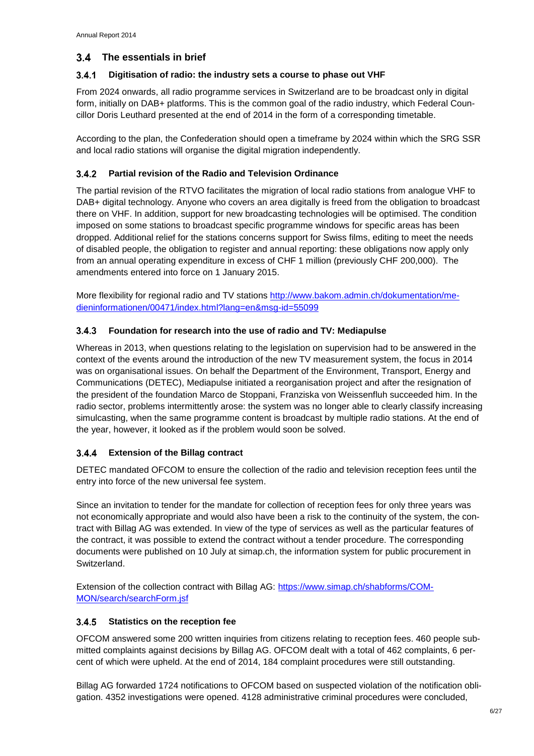## 3.4 The essentials in brief

### 3.4.1 Digitisation of radio: the industry sets a course to phase out VHF

From 2024 onwards, all radio programme services in Switzerland are to be broadcast only in digital form, initially on DAB+ platforms. This is the common goal of the radio industry, which Federal Councillor Doris Leuthard presented at the end of 2014 in the form of a corresponding timetable.

According to the plan, the Confederation should open a timeframe by 2024 within which the SRG SSR and local radio stations will organise the digital migration independently.

### 3.4.2 Partial revision of the Radio and Television Ordinance

The partial revision of the RTVO facilitates the migration of local radio stations from analogue VHF to DAB+ digital technology. Anyone who covers an area digitally is freed from the obligation to broadcast there on VHF. In addition, support for new broadcasting technologies will be optimised. The condition imposed on some stations to broadcast specific programme windows for specific areas has been dropped. Additional relief for the stations concerns support for Swiss films, editing to meet the needs of disabled people, the obligation to register and annual reporting: these obligations now apply only from an annual operating expenditure in excess of CHF 1 million (previously CHF 200,000). The amendments entered into force on 1 January 2015.

More flexibility for regional radio and TV stations [http://www.bakom.admin.ch/dokumentation/medieninformationen/00471/index.html?lang=en&msg-id=55099](http://www.bakom.admin.ch/dokumentation/medieninformationen/00471/index.html?lang=en&msg-id=55099)

### 3.4.3 Foundation for research into the use of radio and TV: Mediapulse

Whereas in 2013, when questions relating to the legislation on supervision had to be answered in the context of the events around the introduction of the new TV measurement system, the focus in 2014 was on organisational issues. On behalf the Department of the Environment, Transport, Energy and Communications (DETEC), Mediapulse initiated a reorganisation project and after the resignation of the president of the foundation Marco de Stoppani, Franziska von Weissenfluh succeeded him. In the radio sector, problems intermittently arose: the system was no longer able to clearly classify increasing simulcasting, when the same programme content is broadcast by multiple radio stations. At the end of the year, however, it looked as if the problem would soon be solved.

### 3.4.4 Extension of the Billag contract

DETEC mandated OFCOM to ensure the collection of the radio and television reception fees until the entry into force of the new universal fee system.

Since an invitation to tender for the mandate for collection of reception fees for only three years was not economically appropriate and would also have been a risk to the continuity of the system, the contract with Billag AG was extended. In view of the type of services as well as the particular features of the contract, it was possible to extend the contract without a tender procedure. The corresponding documents were published on 10 July at simap.ch, the information system for public procurement in Switzerland.

Extension of the collection contract with Billag AG: [https://www.simap.ch/shabforms/COMMON/search/searchForm.jsf](https://www.simap.ch/shabforms/COMMON/search/searchForm.jsf)

### 3.4.5 Statistics on the reception fee

OFCOM answered some 200 written inquiries from citizens relating to reception fees. 460 people submitted complaints against decisions by Billag AG. OFCOM dealt with a total of 462 complaints, 6 percent of which were upheld. At the end of 2014, 184 complaint procedures were still outstanding.

Billag AG forwarded 1724 notifications to OFCOM based on suspected violation of the notification obligation. 4352 investigations were opened. 4128 administrative criminal procedures were concluded,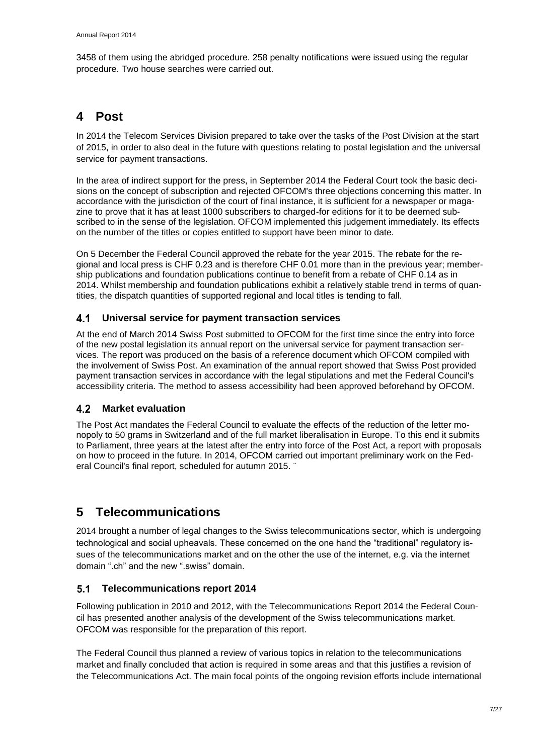3458 of them using the abridged procedure. 258 penalty notifications were issued using the regular procedure. Two house searches were carried out.

# 4 Post

In 2014 the Telecom Services Division prepared to take over the tasks of the Post Division at the start of 2015, in order to also deal in the future with questions relating to postal legislation and the universal service for payment transactions.

In the area of indirect support for the press, in September 2014 the Federal Court took the basic decisions on the concept of subscription and rejected OFCOM's three objections concerning this matter. In accordance with the jurisdiction of the court of final instance, it is sufficient for a newspaper or magazine to prove that it has at least 1000 subscribers to charged-for editions for it to be deemed subscribed to in the sense of the legislation. OFCOM implemented this judgement immediately. Its effects on the number of the titles or copies entitled to support have been minor to date.

On 5 December the Federal Council approved the rebate for the year 2015. The rebate for the regional and local press is CHF 0.23 and is therefore CHF 0.01 more than in the previous year; membership publications and foundation publications continue to benefit from a rebate of CHF 0.14 as in 2014. Whilst membership and foundation publications exhibit a relatively stable trend in terms of quantities, the dispatch quantities of supported regional and local titles is tending to fall.

## 4.1 Universal service for payment transaction services

At the end of March 2014 Swiss Post submitted to OFCOM for the first time since the entry into force of the new postal legislation its annual report on the universal service for payment transaction services. The report was produced on the basis of a reference document which OFCOM compiled with the involvement of Swiss Post. An examination of the annual report showed that Swiss Post provided payment transaction services in accordance with the legal stipulations and met the Federal Council's accessibility criteria. The method to assess accessibility had been approved beforehand by OFCOM.

## 4.2 Market evaluation

The Post Act mandates the Federal Council to evaluate the effects of the reduction of the letter monopoly to 50 grams in Switzerland and of the full market liberalisation in Europe. To this end it submits to Parliament, three years at the latest after the entry into force of the Post Act, a report with proposals on how to proceed in the future. In 2014, OFCOM carried out important preliminary work on the Federal Council's final report, scheduled for autumn 2015. ¨

# 5 Telecommunications

2014 brought a number of legal changes to the Swiss telecommunications sector, which is undergoing technological and social upheavals. These concerned on the one hand the "traditional" regulatory issues of the telecommunications market and on the other the use of the internet, e.g. via the internet domain ".ch" and the new ".swiss" domain.

## 5.1 Telecommunications report 2014

Following publication in 2010 and 2012, with the Telecommunications Report 2014 the Federal Council has presented another analysis of the development of the Swiss telecommunications market. OFCOM was responsible for the preparation of this report.

The Federal Council thus planned a review of various topics in relation to the telecommunications market and finally concluded that action is required in some areas and that this justifies a revision of the Telecommunications Act. The main focal points of the ongoing revision efforts include international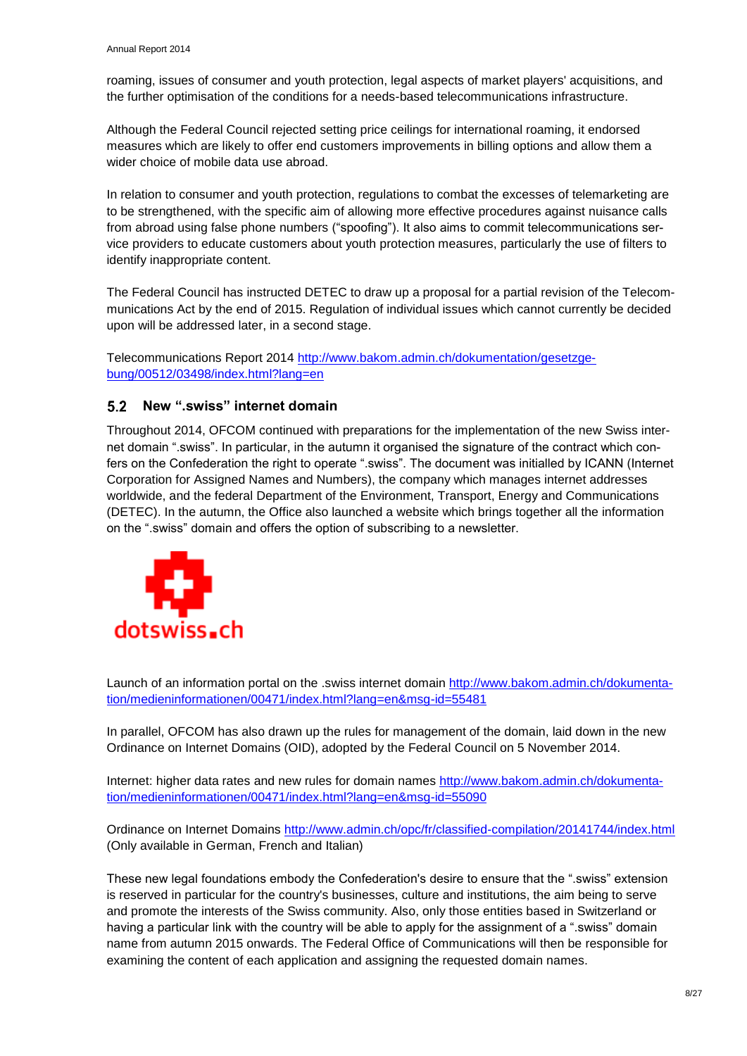roaming, issues of consumer and youth protection, legal aspects of market players' acquisitions, and the further optimisation of the conditions for a needs-based telecommunications infrastructure.

Although the Federal Council rejected setting price ceilings for international roaming, it endorsed measures which are likely to offer end customers improvements in billing options and allow them a wider choice of mobile data use abroad.

In relation to consumer and youth protection, regulations to combat the excesses of telemarketing are to be strengthened, with the specific aim of allowing more effective procedures against nuisance calls from abroad using false phone numbers ("spoofing"). It also aims to commit telecommunications service providers to educate customers about youth protection measures, particularly the use of filters to identify inappropriate content.

The Federal Council has instructed DETEC to draw up a proposal for a partial revision of the Telecommunications Act by the end of 2015. Regulation of individual issues which cannot currently be decided upon will be addressed later, in a second stage.

Telecommunications Report 2014 http://www.bakom.admin.ch/dokumentation/gesetzgebung/00512/03498/index.html?lang=en

## 5.2 New ".swiss" internet domain

Throughout 2014, OFCOM continued with preparations for the implementation of the new Swiss internet domain ".swiss". In particular, in the autumn it organised the signature of the contract which confers on the Confederation the right to operate ".swiss". The document was initialled by ICANN (Internet Corporation for Assigned Names and Numbers), the company which manages internet addresses worldwide, and the federal Department of the Environment, Transport, Energy and Communications (DETEC). In the autumn, the Office also launched a website which brings together all the information on the ".swiss" domain and offers the option of subscribing to a newsletter.

dotswiss.ch

Launch of an information portal on the .swiss internet domain http://www.bakom.admin.ch/dokumentation/medieninformationen/00471/index.html?lang=en&msg-id=55481

In parallel, OFCOM has also drawn up the rules for management of the domain, laid down in the new Ordinance on Internet Domains (OID), adopted by the Federal Council on 5 November 2014.

Internet: higher data rates and new rules for domain names http://www.bakom.admin.ch/dokumentation/medieninformationen/00471/index.html?lang=en&msg-id=55090

Ordinance on Internet Domains http://www.admin.ch/opc/fr/classified-compilation/20141744/index.html (Only available in German, French and Italian)

These new legal foundations embody the Confederation's desire to ensure that the ".swiss" extension is reserved in particular for the country's businesses, culture and institutions, the aim being to serve and promote the interests of the Swiss community. Also, only those entities based in Switzerland or having a particular link with the country will be able to apply for the assignment of a ".swiss" domain name from autumn 2015 onwards. The Federal Office of Communications will then be responsible for examining the content of each application and assigning the requested domain names.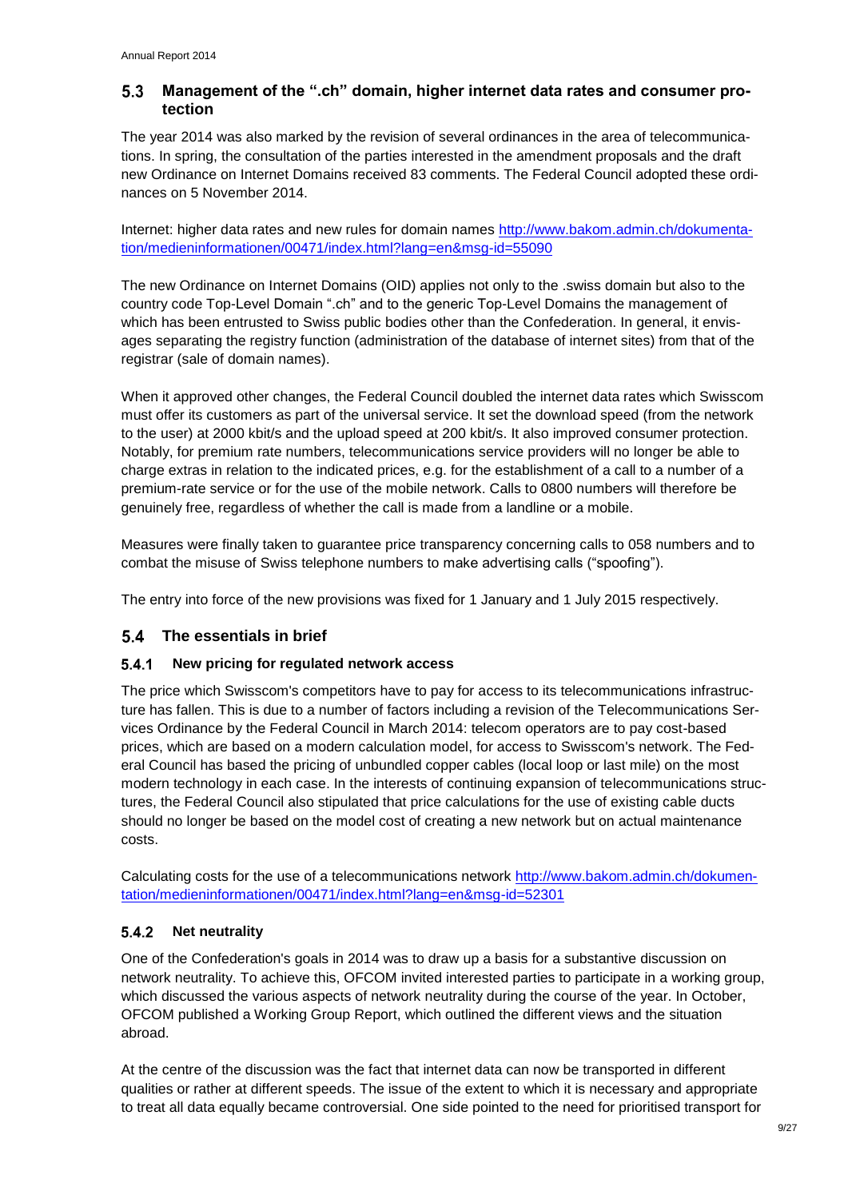## 5.3 Management of the ".ch" domain, higher internet data rates and consumer protection

The year 2014 was also marked by the revision of several ordinances in the area of telecommunications. In spring, the consultation of the parties interested in the amendment proposals and the draft new Ordinance on Internet Domains received 83 comments. The Federal Council adopted these ordinances on 5 November 2014.

Internet: higher data rates and new rules for domain names http://www.bakom.admin.ch/dokumentation/medieninformationen/00471/index.html?lang=en&msg-id=55090

The new Ordinance on Internet Domains (OID) applies not only to the .swiss domain but also to the country code Top-Level Domain ".ch" and to the generic Top-Level Domains the management of which has been entrusted to Swiss public bodies other than the Confederation. In general, it envisages separating the registry function (administration of the database of internet sites) from that of the registrar (sale of domain names).

When it approved other changes, the Federal Council doubled the internet data rates which Swisscom must offer its customers as part of the universal service. It set the download speed (from the network to the user) at 2000 kbit/s and the upload speed at 200 kbit/s. It also improved consumer protection. Notably, for premium rate numbers, telecommunications service providers will no longer be able to charge extras in relation to the indicated prices, e.g. for the establishment of a call to a number of a premium-rate service or for the use of the mobile network. Calls to 0800 numbers will therefore be genuinely free, regardless of whether the call is made from a landline or a mobile.

Measures were finally taken to guarantee price transparency concerning calls to 058 numbers and to combat the misuse of Swiss telephone numbers to make advertising calls ("spoofing").

The entry into force of the new provisions was fixed for 1 January and 1 July 2015 respectively.

## 5.4 The essentials in brief

### 5.4.1 New pricing for regulated network access

The price which Swisscom's competitors have to pay for access to its telecommunications infrastructure has fallen. This is due to a number of factors including a revision of the Telecommunications Services Ordinance by the Federal Council in March 2014: telecom operators are to pay cost-based prices, which are based on a modern calculation model, for access to Swisscom's network. The Federal Council has based the pricing of unbundled copper cables (local loop or last mile) on the most modern technology in each case. In the interests of continuing expansion of telecommunications structures, the Federal Council also stipulated that price calculations for the use of existing cable ducts should no longer be based on the model cost of creating a new network but on actual maintenance costs.

Calculating costs for the use of a telecommunications network http://www.bakom.admin.ch/dokumentation/medieninformationen/00471/index.html?lang=en&msg-id=52301

### 5.4.2 Net neutrality

One of the Confederation's goals in 2014 was to draw up a basis for a substantive discussion on network neutrality. To achieve this, OFCOM invited interested parties to participate in a working group, which discussed the various aspects of network neutrality during the course of the year. In October, OFCOM published a Working Group Report, which outlined the different views and the situation abroad.

At the centre of the discussion was the fact that internet data can now be transported in different qualities or rather at different speeds. The issue of the extent to which it is necessary and appropriate to treat all data equally became controversial. One side pointed to the need for prioritised transport for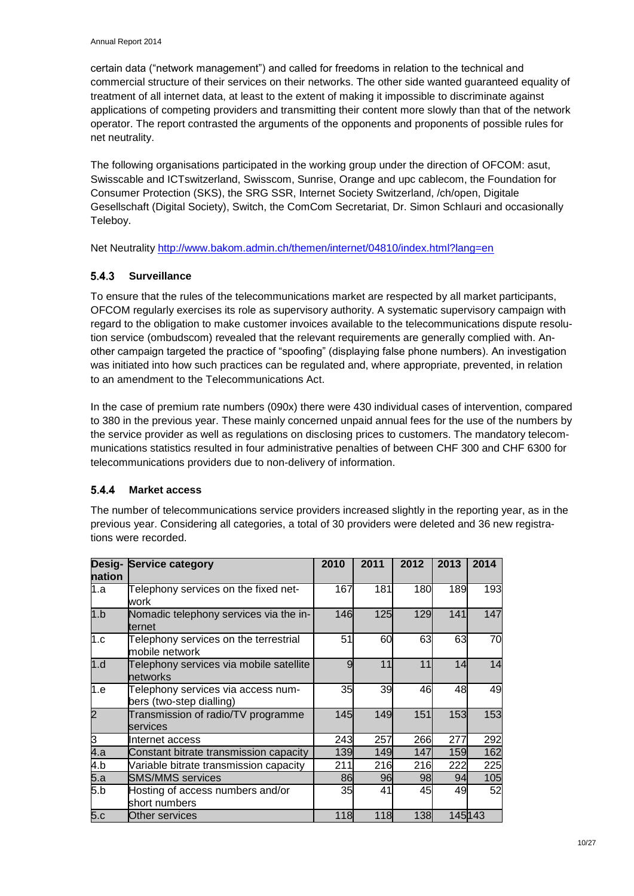certain data ("network management") and called for freedoms in relation to the technical and commercial structure of their services on their networks. The other side wanted guaranteed equality of treatment of all internet data, at least to the extent of making it impossible to discriminate against applications of competing providers and transmitting their content more slowly than that of the network operator. The report contrasted the arguments of the opponents and proponents of possible rules for net neutrality.

The following organisations participated in the working group under the direction of OFCOM: asut, Swisscable and ICTswitzerland, Swisscom, Sunrise, Orange and upc cablecom, the Foundation for Consumer Protection (SKS), the SRG SSR, Internet Society Switzerland, /ch/open, Digitale Gesellschaft (Digital Society), Switch, the ComCom Secretariat, Dr. Simon Schlauri and occasionally Teleboy.

Net Neutrality http://www.bakom.admin.ch/themen/internet/04810/index.html?lang=en

### 5.4.3 Surveillance

To ensure that the rules of the telecommunications market are respected by all market participants, OFCOM regularly exercises its role as supervisory authority. A systematic supervisory campaign with regard to the obligation to make customer invoices available to the telecommunications dispute resolution service (ombudscom) revealed that the relevant requirements are generally complied with. Another campaign targeted the practice of "spoofing" (displaying false phone numbers). An investigation was initiated into how such practices can be regulated and, where appropriate, prevented, in relation to an amendment to the Telecommunications Act.

In the case of premium rate numbers (090x) there were 430 individual cases of intervention, compared to 380 in the previous year. These mainly concerned unpaid annual fees for the use of the numbers by the service provider as well as regulations on disclosing prices to customers. The mandatory telecommunications statistics resulted in four administrative penalties of between CHF 300 and CHF 6300 for telecommunications providers due to non-delivery of information.

### 5.4.4 Market access

The number of telecommunications service providers increased slightly in the reporting year, as in the previous year. Considering all categories, a total of 30 providers were deleted and 36 new registrations were recorded.

| Designation | Service category | 2010 | 2011 | 2012 | 2013 | 2014 |
|---|---|---|---|---|---|---|
| 1.a | Telephony services on the fixed network | 167 | 181 | 180 | 189 | 193 |
| 1.b | Nomadic telephony services via the internet | 146 | 125 | 129 | 141 | 147 |
| 1.c | Telephony services on the terrestrial mobile network | 51 | 60 | 63 | 63 | 70 |
| 1.d | Telephony services via mobile satellite networks | 9 | 11 | 11 | 14 | 14 |
| 1.e | Telephony services via access numbers (two-step dialling) | 35 | 39 | 46 | 48 | 49 |
| 2 | Transmission of radio/TV programme services | 145 | 149 | 151 | 153 | 153 |
| 3 | Internet access | 243 | 257 | 266 | 277 | 292 |
| 4.a | Constant bitrate transmission capacity | 139 | 149 | 147 | 159 | 162 |
| 4.b | Variable bitrate transmission capacity | 211 | 216 | 216 | 222 | 225 |
| 5.a | SMS/MMS services | 86 | 96 | 98 | 94 | 105 |
| 5.b | Hosting of access numbers and/or short numbers | 35 | 41 | 45 | 49 | 52 |
| 5.c | Other services | 118 | 118 | 138 | 145 | 143 |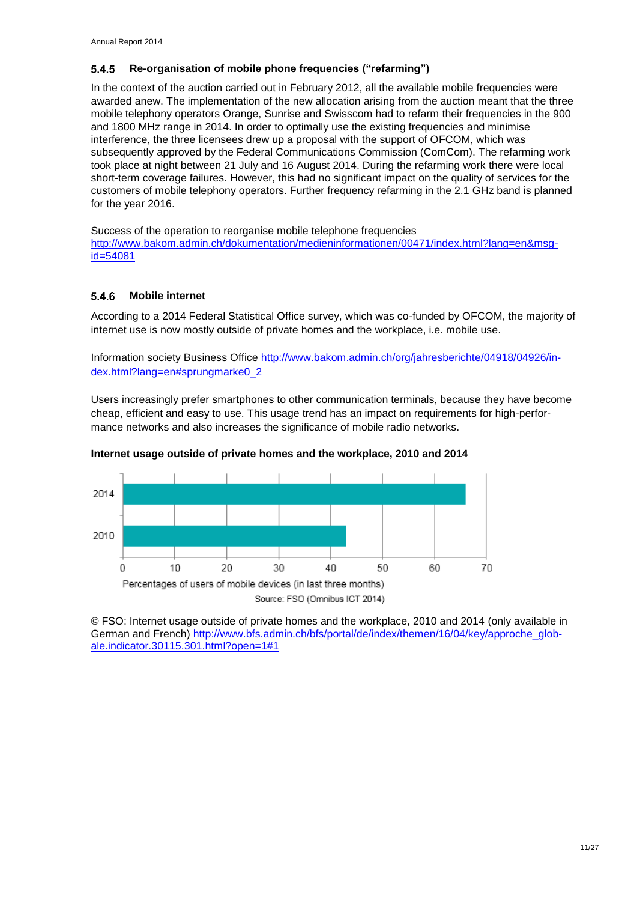### 5.4.5 Re-organisation of mobile phone frequencies ("refarming")

In the context of the auction carried out in February 2012, all the available mobile frequencies were awarded anew. The implementation of the new allocation arising from the auction meant that the three mobile telephony operators Orange, Sunrise and Swisscom had to refarm their frequencies in the 900 and 1800 MHz range in 2014. In order to optimally use the existing frequencies and minimise interference, the three licensees drew up a proposal with the support of OFCOM, which was subsequently approved by the Federal Communications Commission (ComCom). The refarming work took place at night between 21 July and 16 August 2014. During the refarming work there were local short-term coverage failures. However, this had no significant impact on the quality of services for the customers of mobile telephony operators. Further frequency refarming in the 2.1 GHz band is planned for the year 2016.

Success of the operation to reorganise mobile telephone frequencies
http://www.bakom.admin.ch/dokumentation/medieninformationen/00471/index.html?lang=en&msg-id=54081

### 5.4.6 Mobile internet

According to a 2014 Federal Statistical Office survey, which was co-funded by OFCOM, the majority of internet use is now mostly outside of private homes and the workplace, i.e. mobile use.

Information society Business Office http://www.bakom.admin.ch/org/jahresberichte/04918/04926/index.html?lang=en#sprungmarke0_2

Users increasingly prefer smartphones to other communication terminals, because they have become cheap, efficient and easy to use. This usage trend has an impact on requirements for high-performance networks and also increases the significance of mobile radio networks.

**Internet usage outside of private homes and the workplace, 2010 and 2014**

| Year | Percentages of users of mobile devices (in last three months) |
|---|---|
| 2014 | ~66 |
| 2010 | ~43 |

Source: FSO (Omnibus ICT 2014)

© FSO: Internet usage outside of private homes and the workplace, 2010 and 2014 (only available in German and French) http://www.bfs.admin.ch/bfs/portal/de/index/themen/16/04/key/approche_globale.indicator.30115.301.html?open=1#1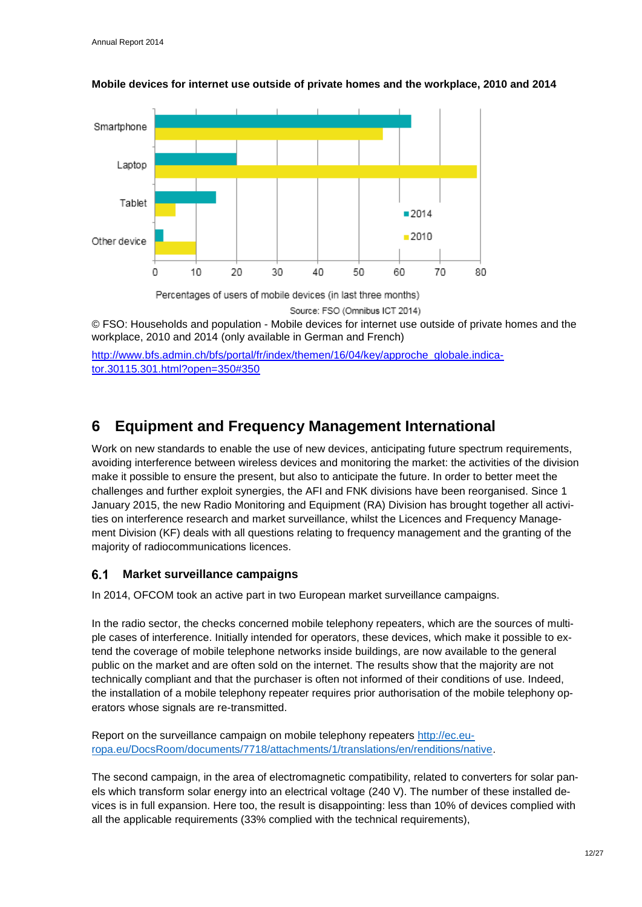**Mobile devices for internet use outside of private homes and the workplace, 2010 and 2014**

Smartphone
Laptop
Tablet
Other device

■ 2014
■ 2010

0 10 20 30 40 50 60 70 80

Percentages of users of mobile devices (in last three months)

Source: FSO (Omnibus ICT 2014)

© FSO: Households and population - Mobile devices for internet use outside of private homes and the workplace, 2010 and 2014 (only available in German and French)

http://www.bfs.admin.ch/bfs/portal/fr/index/themen/16/04/key/approche_globale.indicator.30115.301.html?open=350#350

# 6 Equipment and Frequency Management International

Work on new standards to enable the use of new devices, anticipating future spectrum requirements, avoiding interference between wireless devices and monitoring the market: the activities of the division make it possible to ensure the present, but also to anticipate the future. In order to better meet the challenges and further exploit synergies, the AFI and FNK divisions have been reorganised. Since 1 January 2015, the new Radio Monitoring and Equipment (RA) Division has brought together all activities on interference research and market surveillance, whilst the Licences and Frequency Management Division (KF) deals with all questions relating to frequency management and the granting of the majority of radiocommunications licences.

## 6.1 Market surveillance campaigns

In 2014, OFCOM took an active part in two European market surveillance campaigns.

In the radio sector, the checks concerned mobile telephony repeaters, which are the sources of multiple cases of interference. Initially intended for operators, these devices, which make it possible to extend the coverage of mobile telephone networks inside buildings, are now available to the general public on the market and are often sold on the internet. The results show that the majority are not technically compliant and that the purchaser is often not informed of their conditions of use. Indeed, the installation of a mobile telephony repeater requires prior authorisation of the mobile telephony operators whose signals are re-transmitted.

Report on the surveillance campaign on mobile telephony repeaters http://ec.europa.eu/DocsRoom/documents/7718/attachments/1/translations/en/renditions/native.

The second campaign, in the area of electromagnetic compatibility, related to converters for solar panels which transform solar energy into an electrical voltage (240 V). The number of these installed devices is in full expansion. Here too, the result is disappointing: less than 10% of devices complied with all the applicable requirements (33% complied with the technical requirements),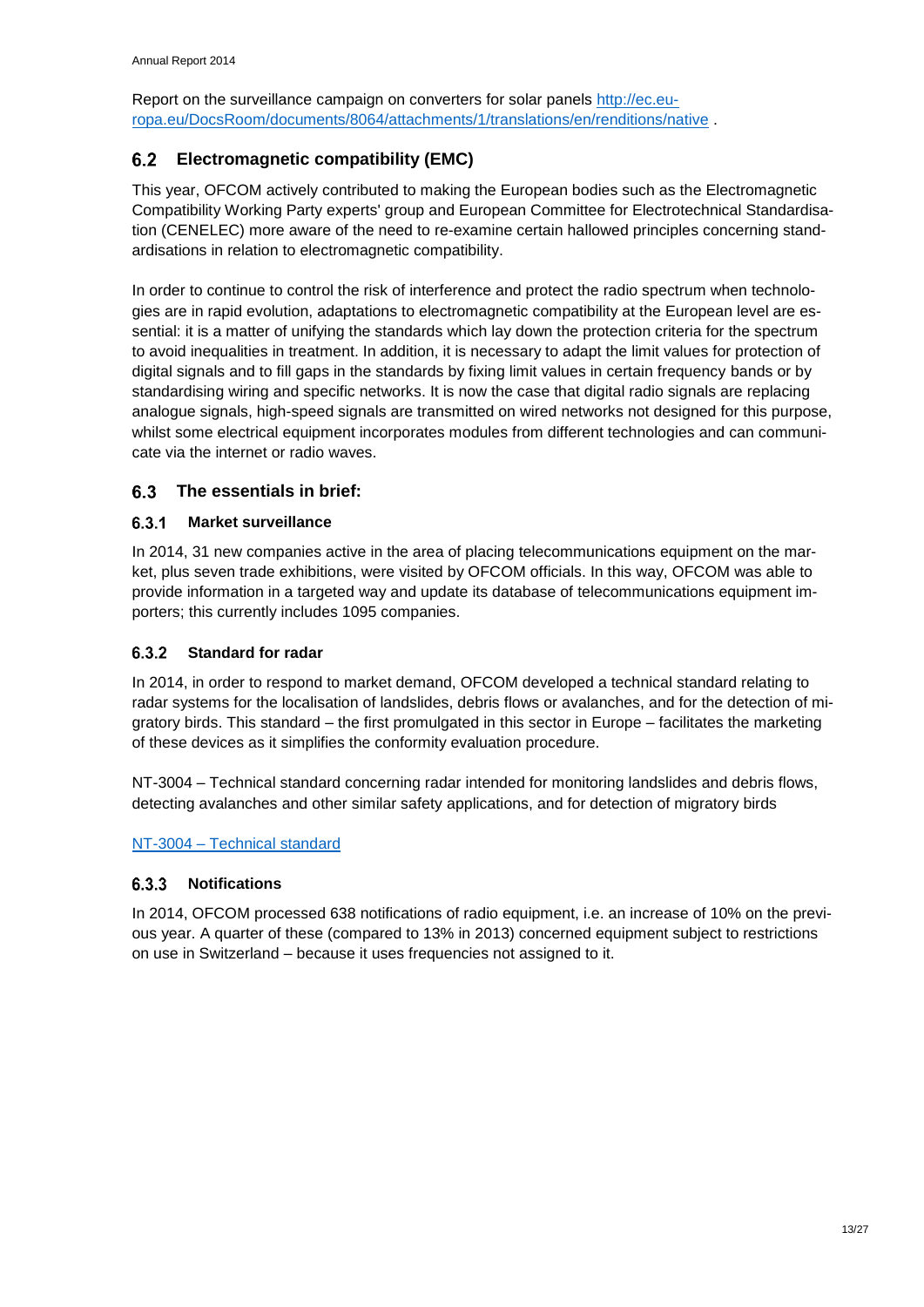Report on the surveillance campaign on converters for solar panels [http://ec.europa.eu/DocsRoom/documents/8064/attachments/1/translations/en/renditions/native](http://ec.europa.eu/DocsRoom/documents/8064/attachments/1/translations/en/renditions/native) .

## 6.2 Electromagnetic compatibility (EMC)

This year, OFCOM actively contributed to making the European bodies such as the Electromagnetic Compatibility Working Party experts' group and European Committee for Electrotechnical Standardisation (CENELEC) more aware of the need to re-examine certain hallowed principles concerning standardisations in relation to electromagnetic compatibility.

In order to continue to control the risk of interference and protect the radio spectrum when technologies are in rapid evolution, adaptations to electromagnetic compatibility at the European level are essential: it is a matter of unifying the standards which lay down the protection criteria for the spectrum to avoid inequalities in treatment. In addition, it is necessary to adapt the limit values for protection of digital signals and to fill gaps in the standards by fixing limit values in certain frequency bands or by standardising wiring and specific networks. It is now the case that digital radio signals are replacing analogue signals, high-speed signals are transmitted on wired networks not designed for this purpose, whilst some electrical equipment incorporates modules from different technologies and can communicate via the internet or radio waves.

## 6.3 The essentials in brief:

### 6.3.1 Market surveillance

In 2014, 31 new companies active in the area of placing telecommunications equipment on the market, plus seven trade exhibitions, were visited by OFCOM officials. In this way, OFCOM was able to provide information in a targeted way and update its database of telecommunications equipment importers; this currently includes 1095 companies.

### 6.3.2 Standard for radar

In 2014, in order to respond to market demand, OFCOM developed a technical standard relating to radar systems for the localisation of landslides, debris flows or avalanches, and for the detection of migratory birds. This standard – the first promulgated in this sector in Europe – facilitates the marketing of these devices as it simplifies the conformity evaluation procedure.

NT-3004 – Technical standard concerning radar intended for monitoring landslides and debris flows, detecting avalanches and other similar safety applications, and for detection of migratory birds

NT-3004 – Technical standard

### 6.3.3 Notifications

In 2014, OFCOM processed 638 notifications of radio equipment, i.e. an increase of 10% on the previous year. A quarter of these (compared to 13% in 2013) concerned equipment subject to restrictions on use in Switzerland – because it uses frequencies not assigned to it.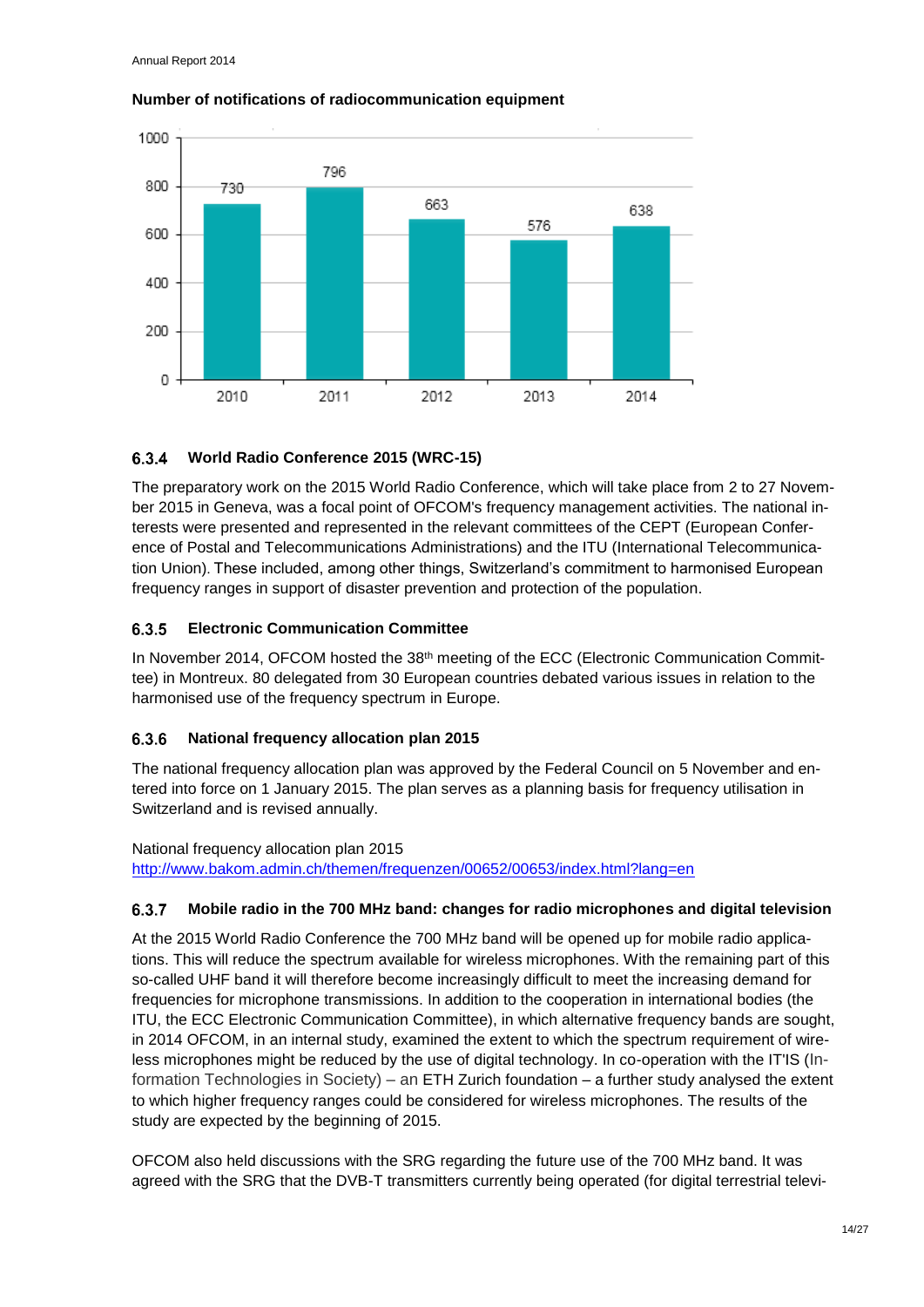**Number of notifications of radiocommunication equipment**

| Year | Number |
|---|---|
| 2010 | 730 |
| 2011 | 796 |
| 2012 | 663 |
| 2013 | 576 |
| 2014 | 638 |

### 6.3.4 World Radio Conference 2015 (WRC-15)

The preparatory work on the 2015 World Radio Conference, which will take place from 2 to 27 November 2015 in Geneva, was a focal point of OFCOM's frequency management activities. The national interests were presented and represented in the relevant committees of the CEPT (European Conference of Postal and Telecommunications Administrations) and the ITU (International Telecommunication Union). These included, among other things, Switzerland's commitment to harmonised European frequency ranges in support of disaster prevention and protection of the population.

### 6.3.5 Electronic Communication Committee

In November 2014, OFCOM hosted the 38th meeting of the ECC (Electronic Communication Committee) in Montreux. 80 delegated from 30 European countries debated various issues in relation to the harmonised use of the frequency spectrum in Europe.

### 6.3.6 National frequency allocation plan 2015

The national frequency allocation plan was approved by the Federal Council on 5 November and entered into force on 1 January 2015. The plan serves as a planning basis for frequency utilisation in Switzerland and is revised annually.

National frequency allocation plan 2015
http://www.bakom.admin.ch/themen/frequenzen/00652/00653/index.html?lang=en

### 6.3.7 Mobile radio in the 700 MHz band: changes for radio microphones and digital television

At the 2015 World Radio Conference the 700 MHz band will be opened up for mobile radio applications. This will reduce the spectrum available for wireless microphones. With the remaining part of this so-called UHF band it will therefore become increasingly difficult to meet the increasing demand for frequencies for microphone transmissions. In addition to the cooperation in international bodies (the ITU, the ECC Electronic Communication Committee), in which alternative frequency bands are sought, in 2014 OFCOM, in an internal study, examined the extent to which the spectrum requirement of wireless microphones might be reduced by the use of digital technology. In co-operation with the IT'IS (Information Technologies in Society) – an ETH Zurich foundation – a further study analysed the extent to which higher frequency ranges could be considered for wireless microphones. The results of the study are expected by the beginning of 2015.

OFCOM also held discussions with the SRG regarding the future use of the 700 MHz band. It was agreed with the SRG that the DVB-T transmitters currently being operated (for digital terrestrial televi-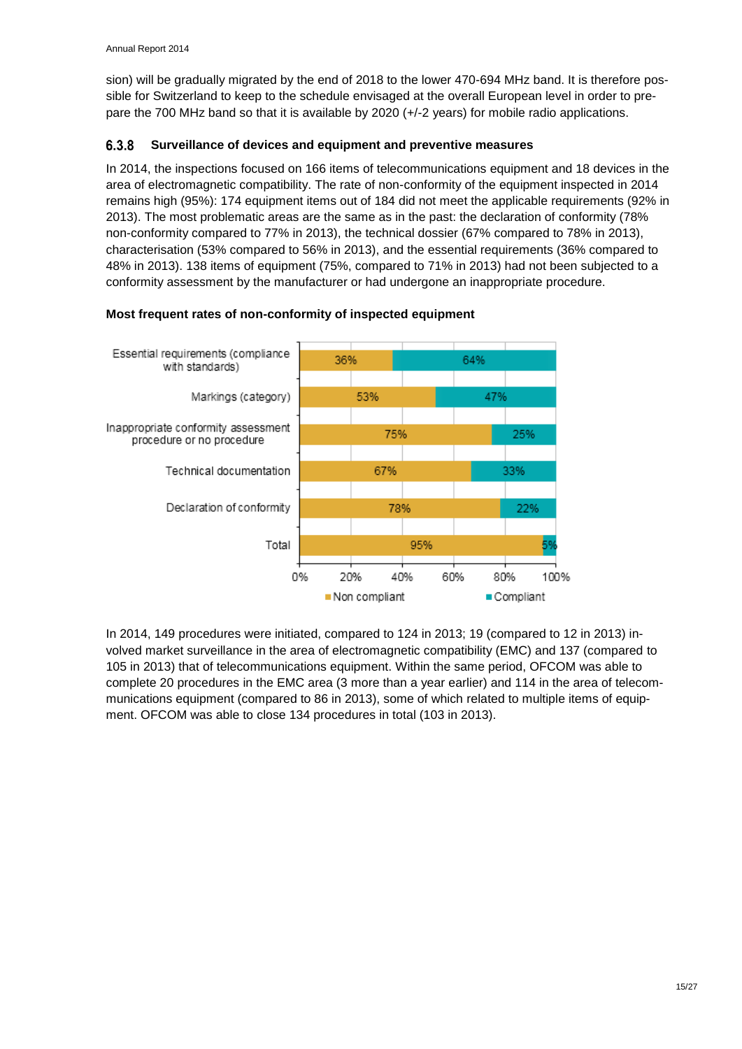sion) will be gradually migrated by the end of 2018 to the lower 470-694 MHz band. It is therefore possible for Switzerland to keep to the schedule envisaged at the overall European level in order to prepare the 700 MHz band so that it is available by 2020 (+/-2 years) for mobile radio applications.

### 6.3.8 Surveillance of devices and equipment and preventive measures

In 2014, the inspections focused on 166 items of telecommunications equipment and 18 devices in the area of electromagnetic compatibility. The rate of non-conformity of the equipment inspected in 2014 remains high (95%): 174 equipment items out of 184 did not meet the applicable requirements (92% in 2013). The most problematic areas are the same as in the past: the declaration of conformity (78% non-conformity compared to 77% in 2013), the technical dossier (67% compared to 78% in 2013), characterisation (53% compared to 56% in 2013), and the essential requirements (36% compared to 48% in 2013). 138 items of equipment (75%, compared to 71% in 2013) had not been subjected to a conformity assessment by the manufacturer or had undergone an inappropriate procedure.

**Most frequent rates of non-conformity of inspected equipment**

| | Non compliant | Compliant |
|---|---|---|
| Essential requirements (compliance with standards) | 36% | 64% |
| Markings (category) | 53% | 47% |
| Inappropriate conformity assessment procedure or no procedure | 75% | 25% |
| Technical documentation | 67% | 33% |
| Declaration of conformity | 78% | 22% |
| Total | 95% | 5% |

In 2014, 149 procedures were initiated, compared to 124 in 2013; 19 (compared to 12 in 2013) involved market surveillance in the area of electromagnetic compatibility (EMC) and 137 (compared to 105 in 2013) that of telecommunications equipment. Within the same period, OFCOM was able to complete 20 procedures in the EMC area (3 more than a year earlier) and 114 in the area of telecommunications equipment (compared to 86 in 2013), some of which related to multiple items of equipment. OFCOM was able to close 134 procedures in total (103 in 2013).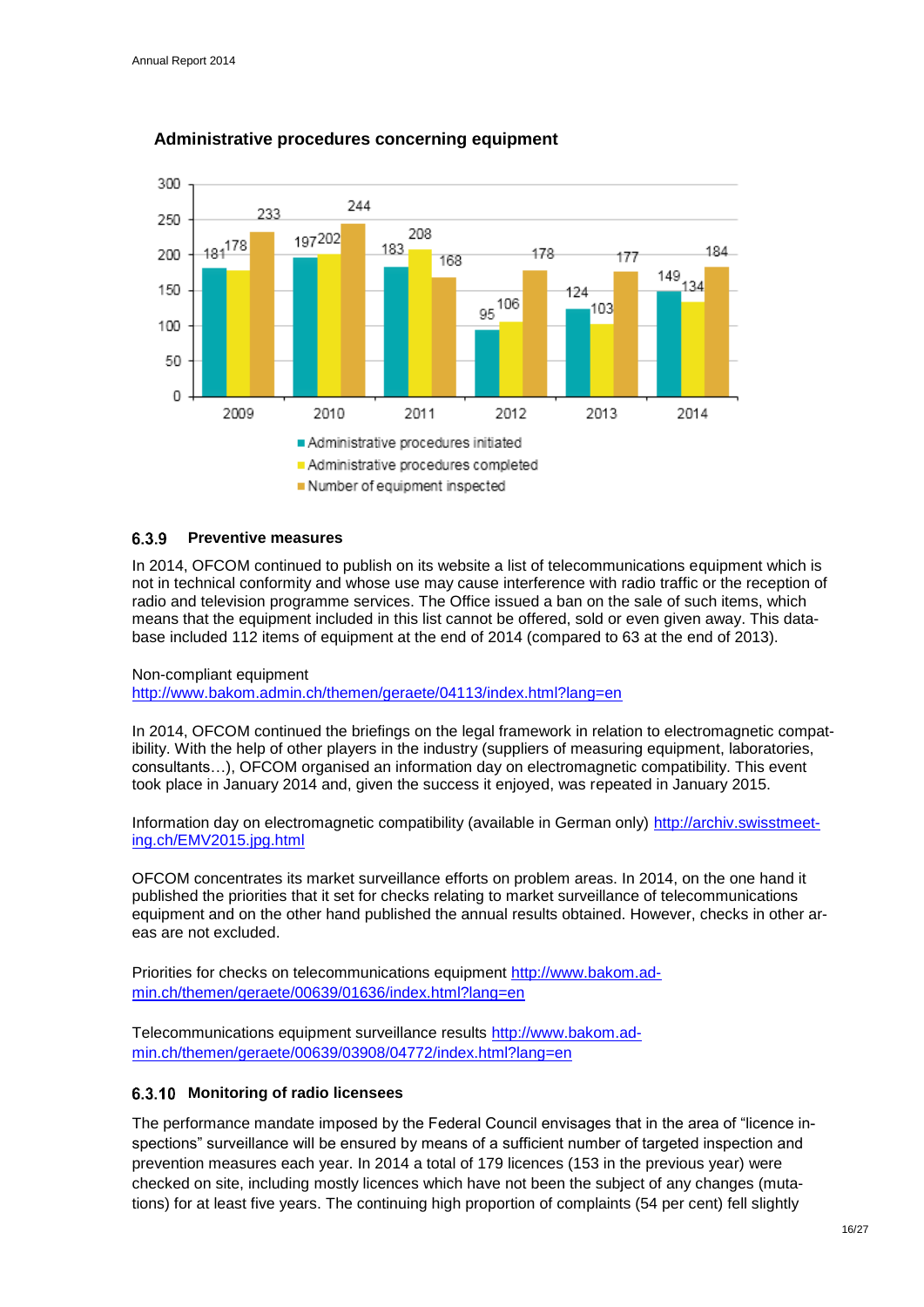**Administrative procedures concerning equipment**

| Year | Administrative procedures initiated | Administrative procedures completed | Number of equipment inspected |
|---|---|---|---|
| 2009 | 181 | 178 | 233 |
| 2010 | 197 | 202 | 244 |
| 2011 | 183 | 208 | 168 |
| 2012 | 95 | 106 | 178 |
| 2013 | 124 | 103 | 177 |
| 2014 | 149 | 134 | 184 |

### 6.3.9 Preventive measures

In 2014, OFCOM continued to publish on its website a list of telecommunications equipment which is not in technical conformity and whose use may cause interference with radio traffic or the reception of radio and television programme services. The Office issued a ban on the sale of such items, which means that the equipment included in this list cannot be offered, sold or even given away. This database included 112 items of equipment at the end of 2014 (compared to 63 at the end of 2013).

Non-compliant equipment
http://www.bakom.admin.ch/themen/geraete/04113/index.html?lang=en

In 2014, OFCOM continued the briefings on the legal framework in relation to electromagnetic compatibility. With the help of other players in the industry (suppliers of measuring equipment, laboratories, consultants…), OFCOM organised an information day on electromagnetic compatibility. This event took place in January 2014 and, given the success it enjoyed, was repeated in January 2015.

Information day on electromagnetic compatibility (available in German only) http://archiv.swisstmeeting.ch/EMV2015.jpg.html

OFCOM concentrates its market surveillance efforts on problem areas. In 2014, on the one hand it published the priorities that it set for checks relating to market surveillance of telecommunications equipment and on the other hand published the annual results obtained. However, checks in other areas are not excluded.

Priorities for checks on telecommunications equipment http://www.bakom.admin.ch/themen/geraete/00639/01636/index.html?lang=en

Telecommunications equipment surveillance results http://www.bakom.admin.ch/themen/geraete/00639/03908/04772/index.html?lang=en

### 6.3.10 Monitoring of radio licensees

The performance mandate imposed by the Federal Council envisages that in the area of "licence inspections" surveillance will be ensured by means of a sufficient number of targeted inspection and prevention measures each year. In 2014 a total of 179 licences (153 in the previous year) were checked on site, including mostly licences which have not been the subject of any changes (mutations) for at least five years. The continuing high proportion of complaints (54 per cent) fell slightly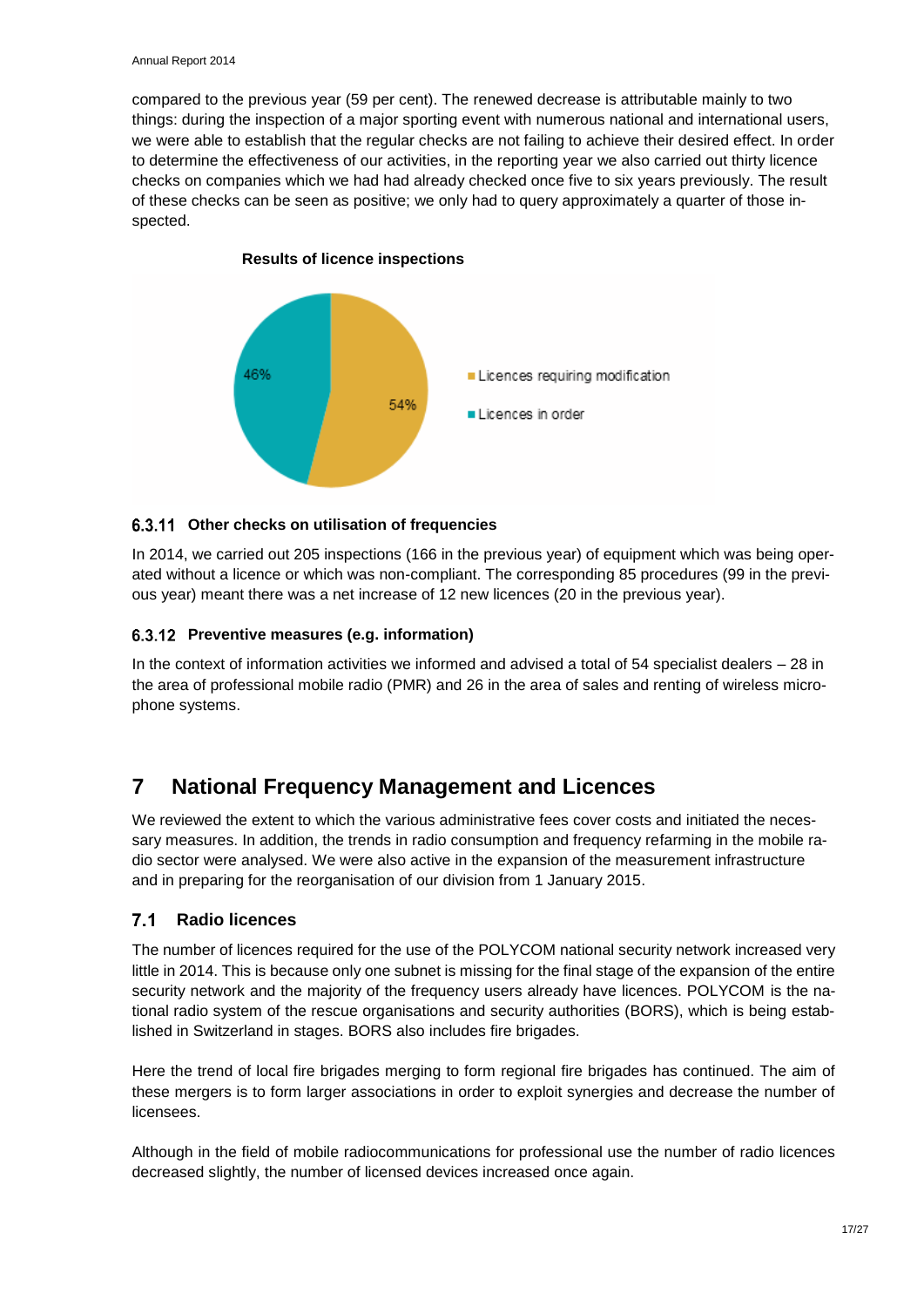compared to the previous year (59 per cent). The renewed decrease is attributable mainly to two things: during the inspection of a major sporting event with numerous national and international users, we were able to establish that the regular checks are not failing to achieve their desired effect. In order to determine the effectiveness of our activities, in the reporting year we also carried out thirty licence checks on companies which we had had already checked once five to six years previously. The result of these checks can be seen as positive; we only had to query approximately a quarter of those inspected.

**Results of licence inspections**

- Licences requiring modification: 54%
- Licences in order: 46%

#### 6.3.11 Other checks on utilisation of frequencies

In 2014, we carried out 205 inspections (166 in the previous year) of equipment which was being operated without a licence or which was non-compliant. The corresponding 85 procedures (99 in the previous year) meant there was a net increase of 12 new licences (20 in the previous year).

#### 6.3.12 Preventive measures (e.g. information)

In the context of information activities we informed and advised a total of 54 specialist dealers – 28 in the area of professional mobile radio (PMR) and 26 in the area of sales and renting of wireless microphone systems.

# 7 National Frequency Management and Licences

We reviewed the extent to which the various administrative fees cover costs and initiated the necessary measures. In addition, the trends in radio consumption and frequency refarming in the mobile radio sector were analysed. We were also active in the expansion of the measurement infrastructure and in preparing for the reorganisation of our division from 1 January 2015.

## 7.1 Radio licences

The number of licences required for the use of the POLYCOM national security network increased very little in 2014. This is because only one subnet is missing for the final stage of the expansion of the entire security network and the majority of the frequency users already have licences. POLYCOM is the national radio system of the rescue organisations and security authorities (BORS), which is being established in Switzerland in stages. BORS also includes fire brigades.

Here the trend of local fire brigades merging to form regional fire brigades has continued. The aim of these mergers is to form larger associations in order to exploit synergies and decrease the number of licensees.

Although in the field of mobile radiocommunications for professional use the number of radio licences decreased slightly, the number of licensed devices increased once again.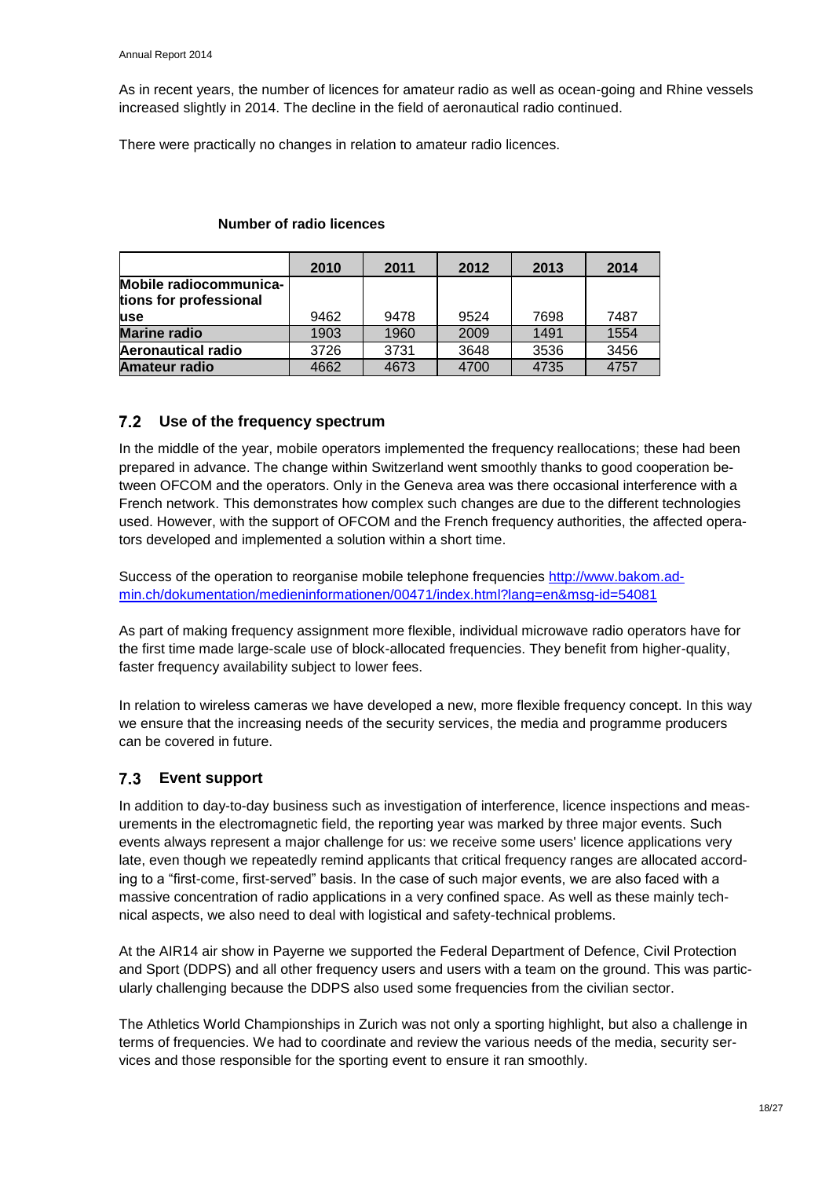As in recent years, the number of licences for amateur radio as well as ocean-going and Rhine vessels increased slightly in 2014. The decline in the field of aeronautical radio continued.

There were practically no changes in relation to amateur radio licences.

**Number of radio licences**

| | 2010 | 2011 | 2012 | 2013 | 2014 |
|---|---|---|---|---|---|
| **Mobile radiocommunications for professional use** | 9462 | 9478 | 9524 | 7698 | 7487 |
| **Marine radio** | 1903 | 1960 | 2009 | 1491 | 1554 |
| **Aeronautical radio** | 3726 | 3731 | 3648 | 3536 | 3456 |
| **Amateur radio** | 4662 | 4673 | 4700 | 4735 | 4757 |

## 7.2 Use of the frequency spectrum

In the middle of the year, mobile operators implemented the frequency reallocations; these had been prepared in advance. The change within Switzerland went smoothly thanks to good cooperation between OFCOM and the operators. Only in the Geneva area was there occasional interference with a French network. This demonstrates how complex such changes are due to the different technologies used. However, with the support of OFCOM and the French frequency authorities, the affected operators developed and implemented a solution within a short time.

Success of the operation to reorganise mobile telephone frequencies [http://www.bakom.admin.ch/dokumentation/medieninformationen/00471/index.html?lang=en&msg-id=54081](http://www.bakom.admin.ch/dokumentation/medieninformationen/00471/index.html?lang=en&msg-id=54081)

As part of making frequency assignment more flexible, individual microwave radio operators have for the first time made large-scale use of block-allocated frequencies. They benefit from higher-quality, faster frequency availability subject to lower fees.

In relation to wireless cameras we have developed a new, more flexible frequency concept. In this way we ensure that the increasing needs of the security services, the media and programme producers can be covered in future.

## 7.3 Event support

In addition to day-to-day business such as investigation of interference, licence inspections and measurements in the electromagnetic field, the reporting year was marked by three major events. Such events always represent a major challenge for us: we receive some users' licence applications very late, even though we repeatedly remind applicants that critical frequency ranges are allocated according to a "first-come, first-served" basis. In the case of such major events, we are also faced with a massive concentration of radio applications in a very confined space. As well as these mainly technical aspects, we also need to deal with logistical and safety-technical problems.

At the AIR14 air show in Payerne we supported the Federal Department of Defence, Civil Protection and Sport (DDPS) and all other frequency users and users with a team on the ground. This was particularly challenging because the DDPS also used some frequencies from the civilian sector.

The Athletics World Championships in Zurich was not only a sporting highlight, but also a challenge in terms of frequencies. We had to coordinate and review the various needs of the media, security services and those responsible for the sporting event to ensure it ran smoothly.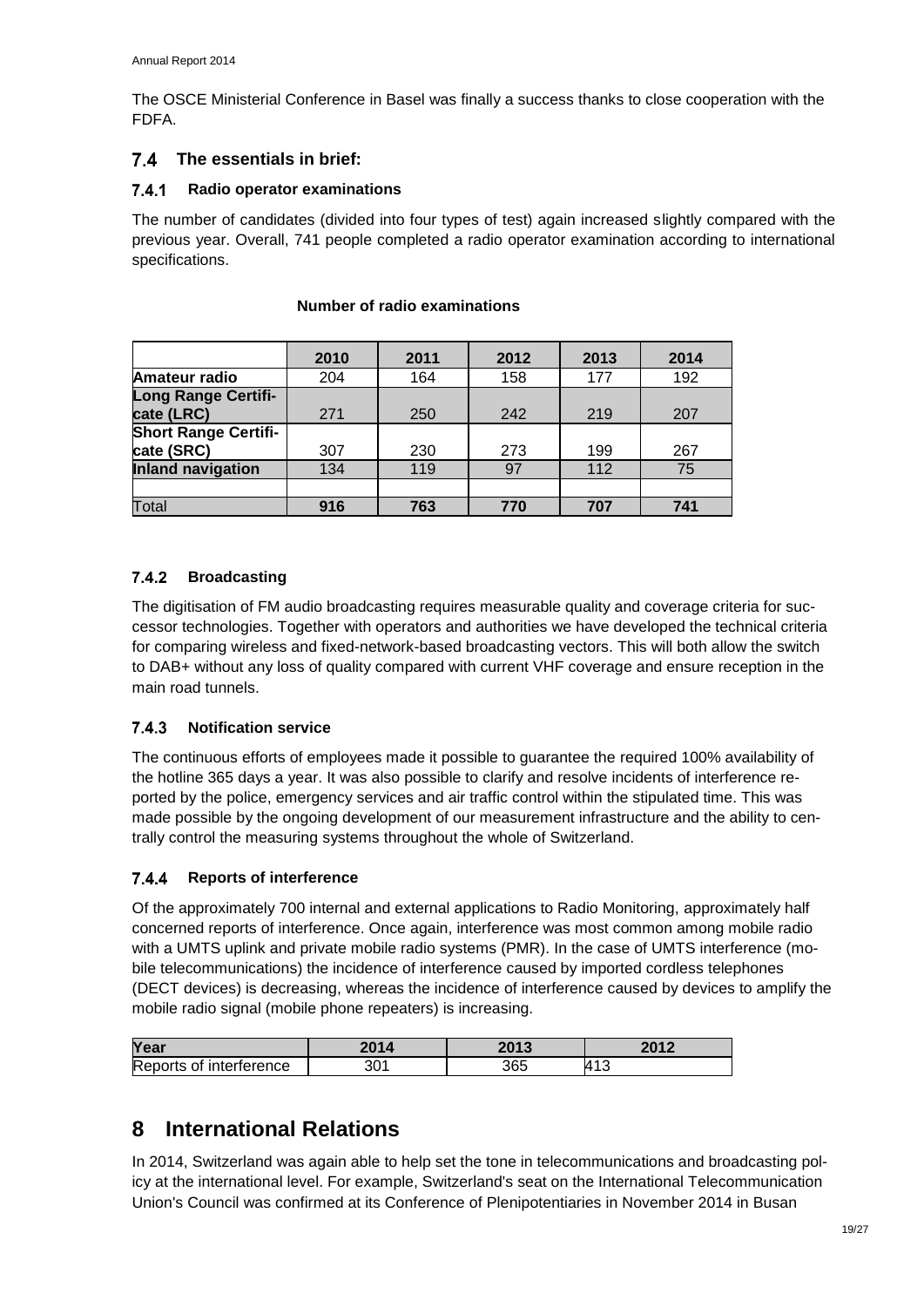The OSCE Ministerial Conference in Basel was finally a success thanks to close cooperation with the FDFA.

## 7.4 The essentials in brief:

### 7.4.1 Radio operator examinations

The number of candidates (divided into four types of test) again increased slightly compared with the previous year. Overall, 741 people completed a radio operator examination according to international specifications.

**Number of radio examinations**

| | 2010 | 2011 | 2012 | 2013 | 2014 |
|---|---|---|---|---|---|
| **Amateur radio** | 204 | 164 | 158 | 177 | 192 |
| **Long Range Certificate (LRC)** | 271 | 250 | 242 | 219 | 207 |
| **Short Range Certificate (SRC)** | 307 | 230 | 273 | 199 | 267 |
| **Inland navigation** | 134 | 119 | 97 | 112 | 75 |
| | | | | | |
| Total | **916** | **763** | **770** | **707** | **741** |

### 7.4.2 Broadcasting

The digitisation of FM audio broadcasting requires measurable quality and coverage criteria for successor technologies. Together with operators and authorities we have developed the technical criteria for comparing wireless and fixed-network-based broadcasting vectors. This will both allow the switch to DAB+ without any loss of quality compared with current VHF coverage and ensure reception in the main road tunnels.

### 7.4.3 Notification service

The continuous efforts of employees made it possible to guarantee the required 100% availability of the hotline 365 days a year. It was also possible to clarify and resolve incidents of interference reported by the police, emergency services and air traffic control within the stipulated time. This was made possible by the ongoing development of our measurement infrastructure and the ability to centrally control the measuring systems throughout the whole of Switzerland.

### 7.4.4 Reports of interference

Of the approximately 700 internal and external applications to Radio Monitoring, approximately half concerned reports of interference. Once again, interference was most common among mobile radio with a UMTS uplink and private mobile radio systems (PMR). In the case of UMTS interference (mobile telecommunications) the incidence of interference caused by imported cordless telephones (DECT devices) is decreasing, whereas the incidence of interference caused by devices to amplify the mobile radio signal (mobile phone repeaters) is increasing.

| Year | 2014 | 2013 | 2012 |
|---|---|---|---|
| Reports of interference | 301 | 365 | 413 |

# 8 International Relations

In 2014, Switzerland was again able to help set the tone in telecommunications and broadcasting policy at the international level. For example, Switzerland's seat on the International Telecommunication Union's Council was confirmed at its Conference of Plenipotentiaries in November 2014 in Busan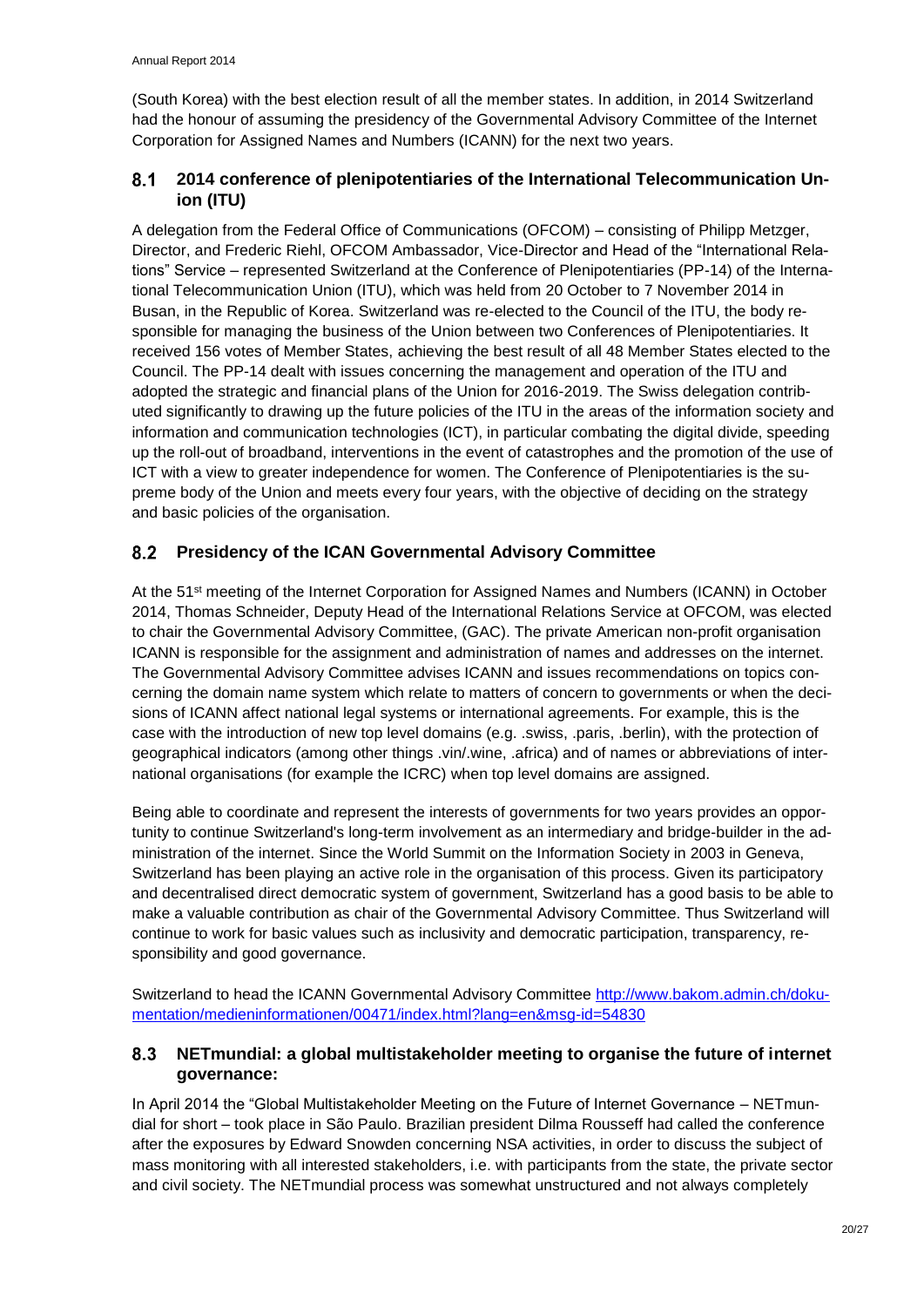(South Korea) with the best election result of all the member states. In addition, in 2014 Switzerland had the honour of assuming the presidency of the Governmental Advisory Committee of the Internet Corporation for Assigned Names and Numbers (ICANN) for the next two years.

## 8.1 2014 conference of plenipotentiaries of the International Telecommunication Union (ITU)

A delegation from the Federal Office of Communications (OFCOM) – consisting of Philipp Metzger, Director, and Frederic Riehl, OFCOM Ambassador, Vice-Director and Head of the "International Relations" Service – represented Switzerland at the Conference of Plenipotentiaries (PP-14) of the International Telecommunication Union (ITU), which was held from 20 October to 7 November 2014 in Busan, in the Republic of Korea. Switzerland was re-elected to the Council of the ITU, the body responsible for managing the business of the Union between two Conferences of Plenipotentiaries. It received 156 votes of Member States, achieving the best result of all 48 Member States elected to the Council. The PP-14 dealt with issues concerning the management and operation of the ITU and adopted the strategic and financial plans of the Union for 2016-2019. The Swiss delegation contributed significantly to drawing up the future policies of the ITU in the areas of the information society and information and communication technologies (ICT), in particular combating the digital divide, speeding up the roll-out of broadband, interventions in the event of catastrophes and the promotion of the use of ICT with a view to greater independence for women. The Conference of Plenipotentiaries is the supreme body of the Union and meets every four years, with the objective of deciding on the strategy and basic policies of the organisation.

## 8.2 Presidency of the ICAN Governmental Advisory Committee

At the 51st meeting of the Internet Corporation for Assigned Names and Numbers (ICANN) in October 2014, Thomas Schneider, Deputy Head of the International Relations Service at OFCOM, was elected to chair the Governmental Advisory Committee, (GAC). The private American non-profit organisation ICANN is responsible for the assignment and administration of names and addresses on the internet. The Governmental Advisory Committee advises ICANN and issues recommendations on topics concerning the domain name system which relate to matters of concern to governments or when the decisions of ICANN affect national legal systems or international agreements. For example, this is the case with the introduction of new top level domains (e.g. .swiss, .paris, .berlin), with the protection of geographical indicators (among other things .vin/.wine, .africa) and of names or abbreviations of international organisations (for example the ICRC) when top level domains are assigned.

Being able to coordinate and represent the interests of governments for two years provides an opportunity to continue Switzerland's long-term involvement as an intermediary and bridge-builder in the administration of the internet. Since the World Summit on the Information Society in 2003 in Geneva, Switzerland has been playing an active role in the organisation of this process. Given its participatory and decentralised direct democratic system of government, Switzerland has a good basis to be able to make a valuable contribution as chair of the Governmental Advisory Committee. Thus Switzerland will continue to work for basic values such as inclusivity and democratic participation, transparency, responsibility and good governance.

Switzerland to head the ICANN Governmental Advisory Committee http://www.bakom.admin.ch/dokumentation/medieninformationen/00471/index.html?lang=en&msg-id=54830

## 8.3 NETmundial: a global multistakeholder meeting to organise the future of internet governance:

In April 2014 the "Global Multistakeholder Meeting on the Future of Internet Governance – NETmundial for short – took place in São Paulo. Brazilian president Dilma Rousseff had called the conference after the exposures by Edward Snowden concerning NSA activities, in order to discuss the subject of mass monitoring with all interested stakeholders, i.e. with participants from the state, the private sector and civil society. The NETmundial process was somewhat unstructured and not always completely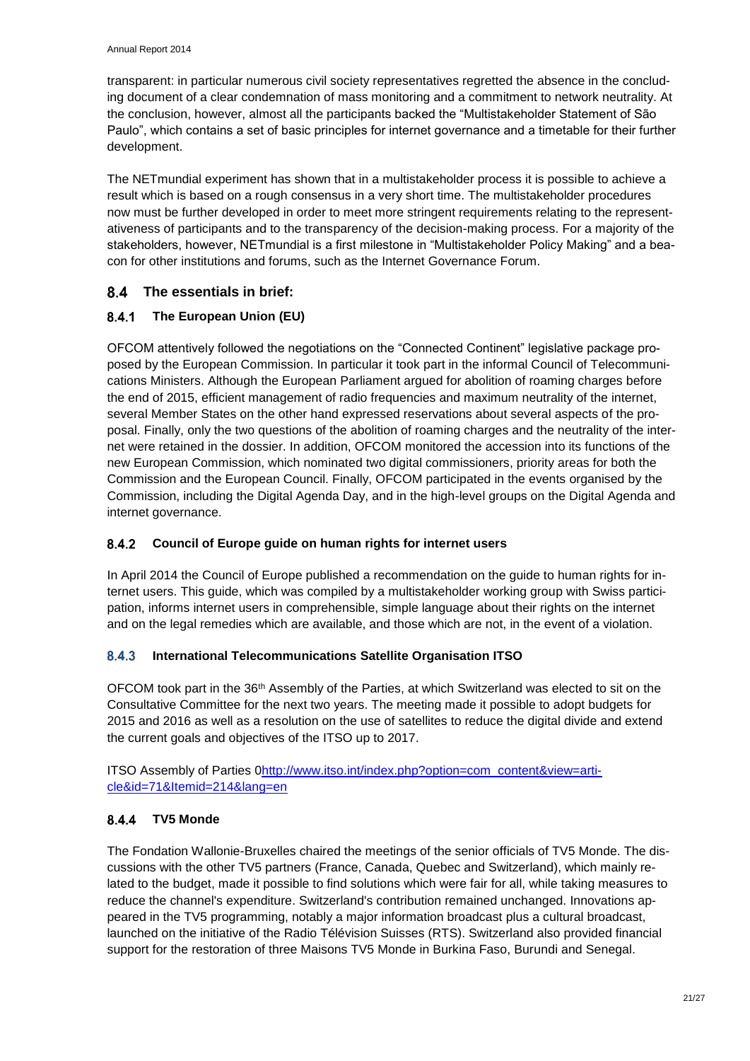transparent: in particular numerous civil society representatives regretted the absence in the concluding document of a clear condemnation of mass monitoring and a commitment to network neutrality. At the conclusion, however, almost all the participants backed the "Multistakeholder Statement of São Paulo", which contains a set of basic principles for internet governance and a timetable for their further development.

The NETmundial experiment has shown that in a multistakeholder process it is possible to achieve a result which is based on a rough consensus in a very short time. The multistakeholder procedures now must be further developed in order to meet more stringent requirements relating to the representativeness of participants and to the transparency of the decision-making process. For a majority of the stakeholders, however, NETmundial is a first milestone in "Multistakeholder Policy Making" and a beacon for other institutions and forums, such as the Internet Governance Forum.

## 8.4 The essentials in brief:

### 8.4.1 The European Union (EU)

OFCOM attentively followed the negotiations on the "Connected Continent" legislative package proposed by the European Commission. In particular it took part in the informal Council of Telecommunications Ministers. Although the European Parliament argued for abolition of roaming charges before the end of 2015, efficient management of radio frequencies and maximum neutrality of the internet, several Member States on the other hand expressed reservations about several aspects of the proposal. Finally, only the two questions of the abolition of roaming charges and the neutrality of the internet were retained in the dossier. In addition, OFCOM monitored the accession into its functions of the new European Commission, which nominated two digital commissioners, priority areas for both the Commission and the European Council. Finally, OFCOM participated in the events organised by the Commission, including the Digital Agenda Day, and in the high-level groups on the Digital Agenda and internet governance.

### 8.4.2 Council of Europe guide on human rights for internet users

In April 2014 the Council of Europe published a recommendation on the guide to human rights for internet users. This guide, which was compiled by a multistakeholder working group with Swiss participation, informs internet users in comprehensible, simple language about their rights on the internet and on the legal remedies which are available, and those which are not, in the event of a violation.

### 8.4.3 International Telecommunications Satellite Organisation ITSO

OFCOM took part in the 36th Assembly of the Parties, at which Switzerland was elected to sit on the Consultative Committee for the next two years. The meeting made it possible to adopt budgets for 2015 and 2016 as well as a resolution on the use of satellites to reduce the digital divide and extend the current goals and objectives of the ITSO up to 2017.

ITSO Assembly of Parties 0http://www.itso.int/index.php?option=com_content&view=article&id=71&Itemid=214&lang=en

### 8.4.4 TV5 Monde

The Fondation Wallonie-Bruxelles chaired the meetings of the senior officials of TV5 Monde. The discussions with the other TV5 partners (France, Canada, Quebec and Switzerland), which mainly related to the budget, made it possible to find solutions which were fair for all, while taking measures to reduce the channel's expenditure. Switzerland's contribution remained unchanged. Innovations appeared in the TV5 programming, notably a major information broadcast plus a cultural broadcast, launched on the initiative of the Radio Télévision Suisses (RTS). Switzerland also provided financial support for the restoration of three Maisons TV5 Monde in Burkina Faso, Burundi and Senegal.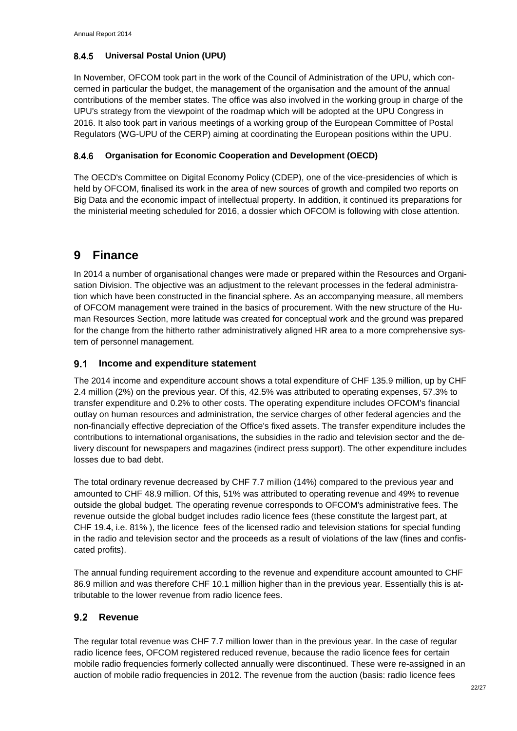#### 8.4.5 Universal Postal Union (UPU)

In November, OFCOM took part in the work of the Council of Administration of the UPU, which concerned in particular the budget, the management of the organisation and the amount of the annual contributions of the member states. The office was also involved in the working group in charge of the UPU's strategy from the viewpoint of the roadmap which will be adopted at the UPU Congress in 2016. It also took part in various meetings of a working group of the European Committee of Postal Regulators (WG-UPU of the CERP) aiming at coordinating the European positions within the UPU.

#### 8.4.6 Organisation for Economic Cooperation and Development (OECD)

The OECD's Committee on Digital Economy Policy (CDEP), one of the vice-presidencies of which is held by OFCOM, finalised its work in the area of new sources of growth and compiled two reports on Big Data and the economic impact of intellectual property. In addition, it continued its preparations for the ministerial meeting scheduled for 2016, a dossier which OFCOM is following with close attention.

# 9 Finance

In 2014 a number of organisational changes were made or prepared within the Resources and Organisation Division. The objective was an adjustment to the relevant processes in the federal administration which have been constructed in the financial sphere. As an accompanying measure, all members of OFCOM management were trained in the basics of procurement. With the new structure of the Human Resources Section, more latitude was created for conceptual work and the ground was prepared for the change from the hitherto rather administratively aligned HR area to a more comprehensive system of personnel management.

## 9.1 Income and expenditure statement

The 2014 income and expenditure account shows a total expenditure of CHF 135.9 million, up by CHF 2.4 million (2%) on the previous year. Of this, 42.5% was attributed to operating expenses, 57.3% to transfer expenditure and 0.2% to other costs. The operating expenditure includes OFCOM's financial outlay on human resources and administration, the service charges of other federal agencies and the non-financially effective depreciation of the Office's fixed assets. The transfer expenditure includes the contributions to international organisations, the subsidies in the radio and television sector and the delivery discount for newspapers and magazines (indirect press support). The other expenditure includes losses due to bad debt.

The total ordinary revenue decreased by CHF 7.7 million (14%) compared to the previous year and amounted to CHF 48.9 million. Of this, 51% was attributed to operating revenue and 49% to revenue outside the global budget. The operating revenue corresponds to OFCOM's administrative fees. The revenue outside the global budget includes radio licence fees (these constitute the largest part, at CHF 19.4, i.e. 81% ), the licence fees of the licensed radio and television stations for special funding in the radio and television sector and the proceeds as a result of violations of the law (fines and confiscated profits).

The annual funding requirement according to the revenue and expenditure account amounted to CHF 86.9 million and was therefore CHF 10.1 million higher than in the previous year. Essentially this is attributable to the lower revenue from radio licence fees.

## 9.2 Revenue

The regular total revenue was CHF 7.7 million lower than in the previous year. In the case of regular radio licence fees, OFCOM registered reduced revenue, because the radio licence fees for certain mobile radio frequencies formerly collected annually were discontinued. These were re-assigned in an auction of mobile radio frequencies in 2012. The revenue from the auction (basis: radio licence fees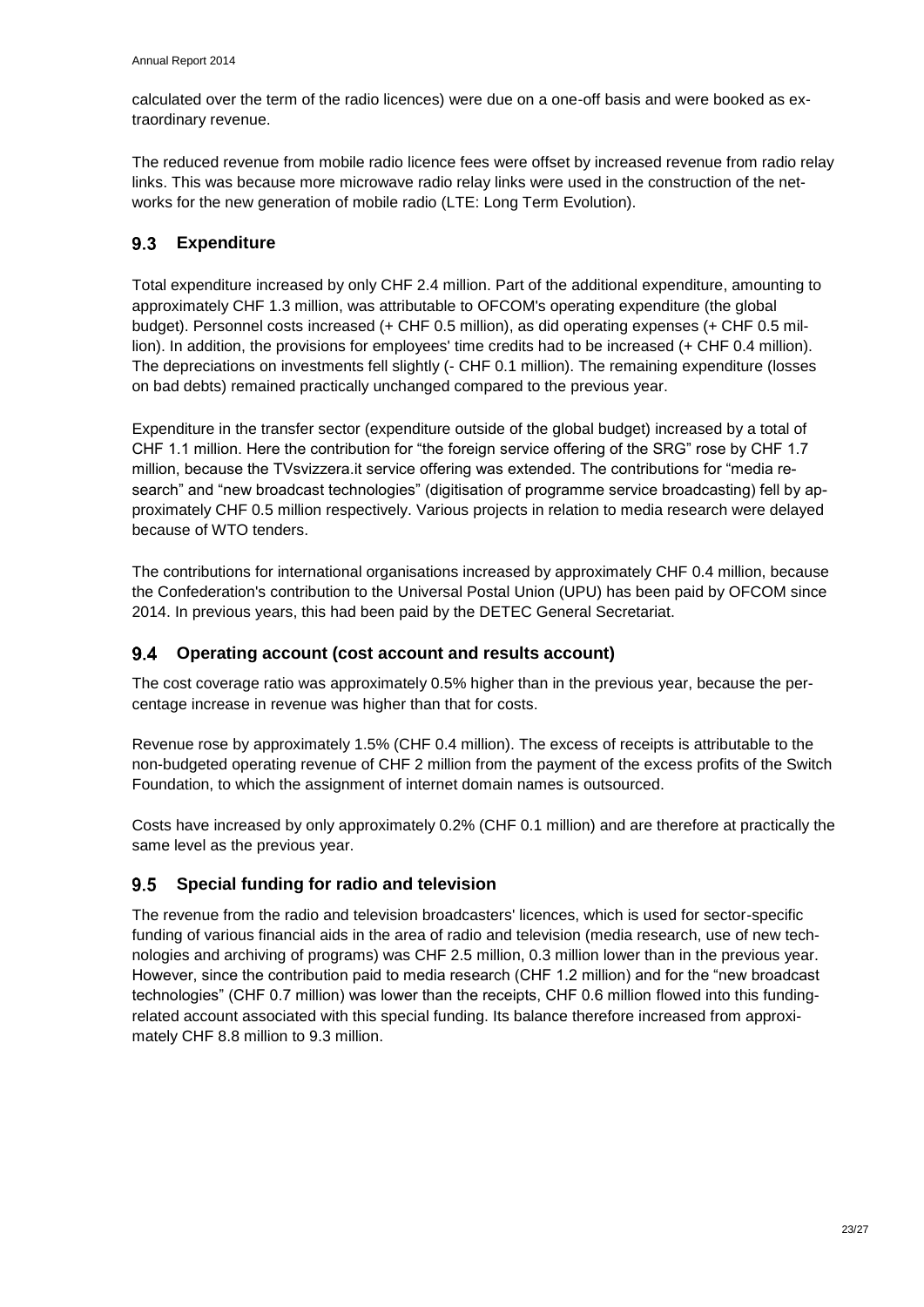calculated over the term of the radio licences) were due on a one-off basis and were booked as extraordinary revenue.

The reduced revenue from mobile radio licence fees were offset by increased revenue from radio relay links. This was because more microwave radio relay links were used in the construction of the networks for the new generation of mobile radio (LTE: Long Term Evolution).

## 9.3 Expenditure

Total expenditure increased by only CHF 2.4 million. Part of the additional expenditure, amounting to approximately CHF 1.3 million, was attributable to OFCOM's operating expenditure (the global budget). Personnel costs increased (+ CHF 0.5 million), as did operating expenses (+ CHF 0.5 million). In addition, the provisions for employees' time credits had to be increased (+ CHF 0.4 million). The depreciations on investments fell slightly (- CHF 0.1 million). The remaining expenditure (losses on bad debts) remained practically unchanged compared to the previous year.

Expenditure in the transfer sector (expenditure outside of the global budget) increased by a total of CHF 1.1 million. Here the contribution for "the foreign service offering of the SRG" rose by CHF 1.7 million, because the TVsvizzera.it service offering was extended. The contributions for "media research" and "new broadcast technologies" (digitisation of programme service broadcasting) fell by approximately CHF 0.5 million respectively. Various projects in relation to media research were delayed because of WTO tenders.

The contributions for international organisations increased by approximately CHF 0.4 million, because the Confederation's contribution to the Universal Postal Union (UPU) has been paid by OFCOM since 2014. In previous years, this had been paid by the DETEC General Secretariat.

## 9.4 Operating account (cost account and results account)

The cost coverage ratio was approximately 0.5% higher than in the previous year, because the percentage increase in revenue was higher than that for costs.

Revenue rose by approximately 1.5% (CHF 0.4 million). The excess of receipts is attributable to the non-budgeted operating revenue of CHF 2 million from the payment of the excess profits of the Switch Foundation, to which the assignment of internet domain names is outsourced.

Costs have increased by only approximately 0.2% (CHF 0.1 million) and are therefore at practically the same level as the previous year.

## 9.5 Special funding for radio and television

The revenue from the radio and television broadcasters' licences, which is used for sector-specific funding of various financial aids in the area of radio and television (media research, use of new technologies and archiving of programs) was CHF 2.5 million, 0.3 million lower than in the previous year. However, since the contribution paid to media research (CHF 1.2 million) and for the "new broadcast technologies" (CHF 0.7 million) was lower than the receipts, CHF 0.6 million flowed into this funding-related account associated with this special funding. Its balance therefore increased from approximately CHF 8.8 million to 9.3 million.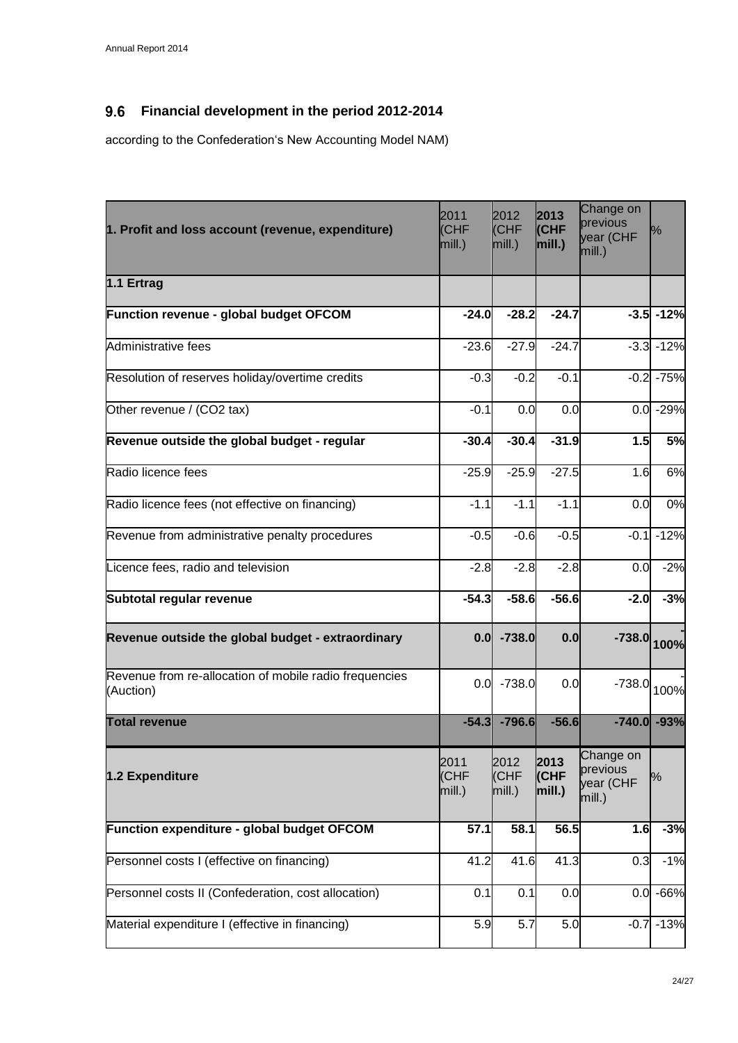## 9.6 Financial development in the period 2012-2014

according to the Confederation's New Accounting Model NAM)

| 1. Profit and loss account (revenue, expenditure) | 2011 (CHF mill.) | 2012 (CHF mill.) | 2013 (CHF mill.) | Change on previous year (CHF mill.) | % |
|---|---|---|---|---|---|
| **1.1 Ertrag** | | | | | |
| **Function revenue - global budget OFCOM** | **-24.0** | **-28.2** | **-24.7** | **-3.5** | **-12%** |
| Administrative fees | -23.6 | -27.9 | -24.7 | -3.3 | -12% |
| Resolution of reserves holiday/overtime credits | -0.3 | -0.2 | -0.1 | -0.2 | -75% |
| Other revenue / (CO2 tax) | -0.1 | 0.0 | 0.0 | 0.0 | -29% |
| **Revenue outside the global budget - regular** | **-30.4** | **-30.4** | **-31.9** | **1.5** | **5%** |
| Radio licence fees | -25.9 | -25.9 | -27.5 | 1.6 | 6% |
| Radio licence fees (not effective on financing) | -1.1 | -1.1 | -1.1 | 0.0 | 0% |
| Revenue from administrative penalty procedures | -0.5 | -0.6 | -0.5 | -0.1 | -12% |
| Licence fees, radio and television | -2.8 | -2.8 | -2.8 | 0.0 | -2% |
| **Subtotal regular revenue** | **-54.3** | **-58.6** | **-56.6** | **-2.0** | **-3%** |
| **Revenue outside the global budget - extraordinary** | **0.0** | **-738.0** | **0.0** | **-738.0** | **-100%** |
| Revenue from re-allocation of mobile radio frequencies (Auction) | 0.0 | -738.0 | 0.0 | -738.0 | -100% |
| **Total revenue** | **-54.3** | **-796.6** | **-56.6** | **-740.0** | **-93%** |
| **1.2 Expenditure** | 2011 (CHF mill.) | 2012 (CHF mill.) | **2013 (CHF mill.)** | Change on previous year (CHF mill.) | % |
| **Function expenditure - global budget OFCOM** | **57.1** | **58.1** | **56.5** | **1.6** | **-3%** |
| Personnel costs I (effective on financing) | 41.2 | 41.6 | 41.3 | 0.3 | -1% |
| Personnel costs II (Confederation, cost allocation) | 0.1 | 0.1 | 0.0 | 0.0 | -66% |
| Material expenditure I (effective in financing) | 5.9 | 5.7 | 5.0 | -0.7 | -13% |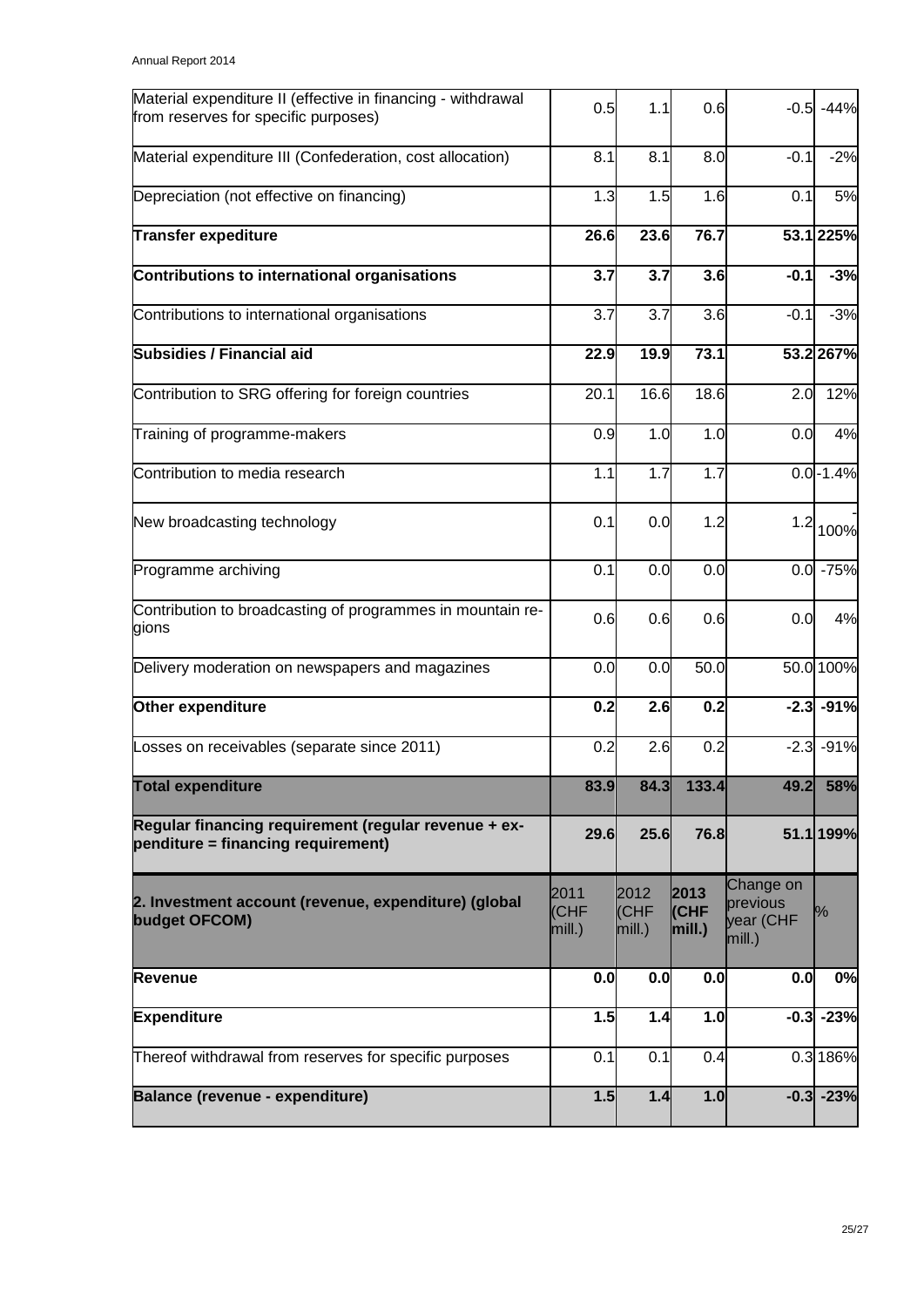| Material expenditure II (effective in financing - withdrawal from reserves for specific purposes) | 0.5 | 1.1 | 0.6 | -0.5 | -44% |
|---|---|---|---|---|---|
| Material expenditure III (Confederation, cost allocation) | 8.1 | 8.1 | 8.0 | -0.1 | -2% |
| Depreciation (not effective on financing) | 1.3 | 1.5 | 1.6 | 0.1 | 5% |
| **Transfer expediture** | **26.6** | **23.6** | **76.7** | **53.1** | **225%** |
| **Contributions to international organisations** | **3.7** | **3.7** | **3.6** | **-0.1** | **-3%** |
| Contributions to international organisations | 3.7 | 3.7 | 3.6 | -0.1 | -3% |
| **Subsidies / Financial aid** | **22.9** | **19.9** | **73.1** | **53.2** | **267%** |
| Contribution to SRG offering for foreign countries | 20.1 | 16.6 | 18.6 | 2.0 | 12% |
| Training of programme-makers | 0.9 | 1.0 | 1.0 | 0.0 | 4% |
| Contribution to media research | 1.1 | 1.7 | 1.7 | 0.0 | -1.4% |
| New broadcasting technology | 0.1 | 0.0 | 1.2 | 1.2 | -100% |
| Programme archiving | 0.1 | 0.0 | 0.0 | 0.0 | -75% |
| Contribution to broadcasting of programmes in mountain regions | 0.6 | 0.6 | 0.6 | 0.0 | 4% |
| Delivery moderation on newspapers and magazines | 0.0 | 0.0 | 50.0 | 50.0 | 100% |
| **Other expenditure** | **0.2** | **2.6** | **0.2** | **-2.3** | **-91%** |
| Losses on receivables (separate since 2011) | 0.2 | 2.6 | 0.2 | -2.3 | -91% |
| **Total expenditure** | **83.9** | **84.3** | **133.4** | **49.2** | **58%** |
| **Regular financing requirement (regular revenue + expenditure = financing requirement)** | **29.6** | **25.6** | **76.8** | **51.1** | **199%** |

| **2. Investment account (revenue, expenditure) (global budget OFCOM)** | 2011 (CHF mill.) | 2012 (CHF mill.) | **2013 (CHF mill.)** | Change on previous year (CHF mill.) | % |
|---|---|---|---|---|---|
| **Revenue** | **0.0** | **0.0** | **0.0** | **0.0** | **0%** |
| **Expenditure** | **1.5** | **1.4** | **1.0** | **-0.3** | **-23%** |
| Thereof withdrawal from reserves for specific purposes | 0.1 | 0.1 | 0.4 | 0.3 | 186% |
| **Balance (revenue - expenditure)** | **1.5** | **1.4** | **1.0** | **-0.3** | **-23%** |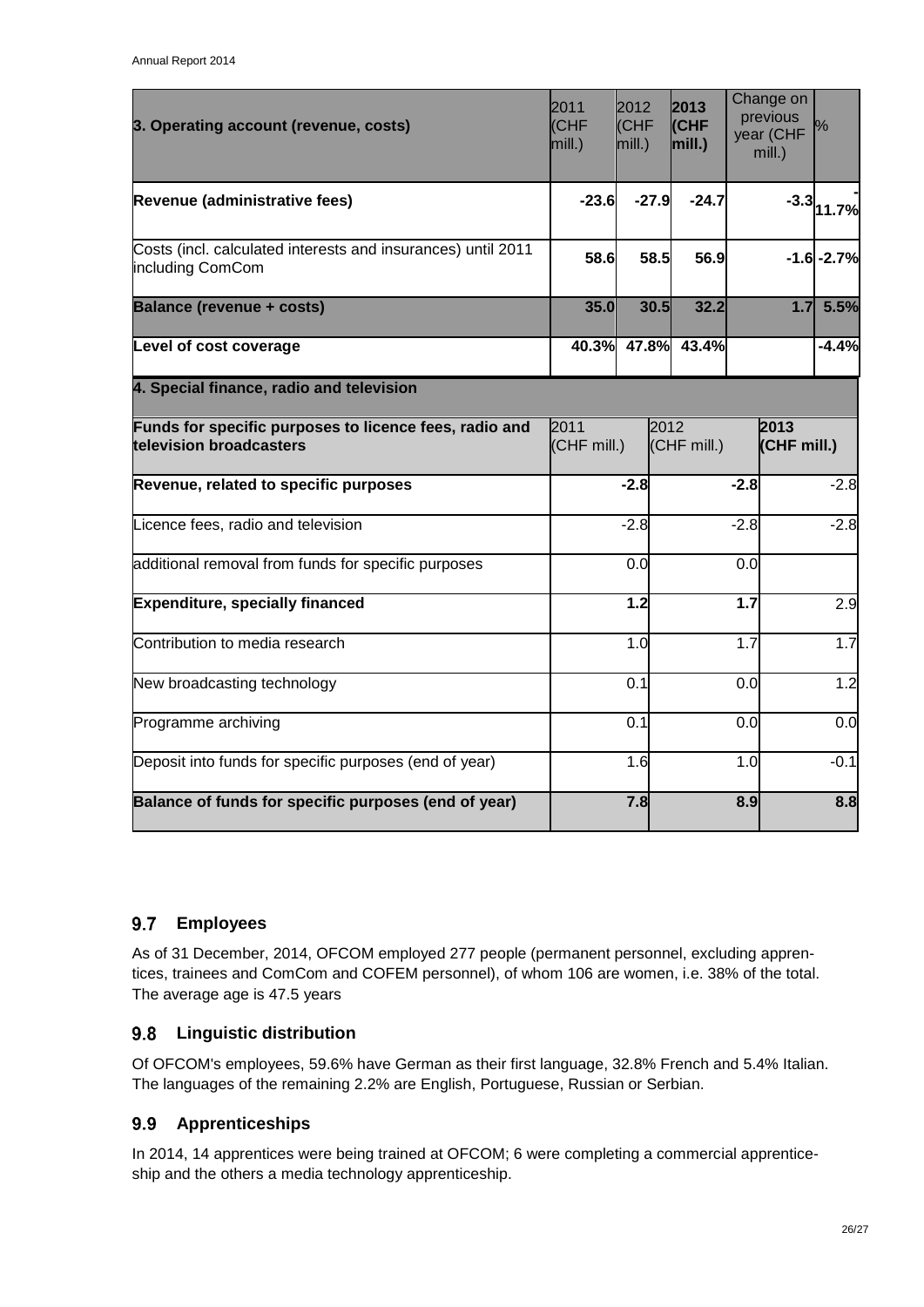| 3. Operating account (revenue, costs) | 2011 (CHF mill.) | 2012 (CHF mill.) | 2013 (CHF mill.) | Change on previous year (CHF mill.) | % |
|---|---|---|---|---|---|
| **Revenue (administrative fees)** | **-23.6** | **-27.9** | **-24.7** | **-3.3** | **-11.7%** |
| Costs (incl. calculated interests and insurances) until 2011 including ComCom | **58.6** | **58.5** | **56.9** | **-1.6** | **-2.7%** |
| **Balance (revenue + costs)** | **35.0** | **30.5** | **32.2** | **1.7** | **5.5%** |
| **Level of cost coverage** | **40.3%** | **47.8%** | **43.4%** | | **-4.4%** |

| 4. Special finance, radio and television | | | |
|---|---|---|---|
| **Funds for specific purposes to licence fees, radio and television broadcasters** | 2011 (CHF mill.) | 2012 (CHF mill.) | **2013 (CHF mill.)** |
| **Revenue, related to specific purposes** | **-2.8** | **-2.8** | -2.8 |
| Licence fees, radio and television | -2.8 | -2.8 | -2.8 |
| additional removal from funds for specific purposes | 0.0 | 0.0 | |
| **Expenditure, specially financed** | **1.2** | **1.7** | 2.9 |
| Contribution to media research | 1.0 | 1.7 | 1.7 |
| New broadcasting technology | 0.1 | 0.0 | 1.2 |
| Programme archiving | 0.1 | 0.0 | 0.0 |
| Deposit into funds for specific purposes (end of year) | 1.6 | 1.0 | -0.1 |
| **Balance of funds for specific purposes (end of year)** | **7.8** | **8.9** | **8.8** |

## 9.7 Employees

As of 31 December, 2014, OFCOM employed 277 people (permanent personnel, excluding apprentices, trainees and ComCom and COFEM personnel), of whom 106 are women, i.e. 38% of the total. The average age is 47.5 years

## 9.8 Linguistic distribution

Of OFCOM's employees, 59.6% have German as their first language, 32.8% French and 5.4% Italian. The languages of the remaining 2.2% are English, Portuguese, Russian or Serbian.

## 9.9 Apprenticeships

In 2014, 14 apprentices were being trained at OFCOM; 6 were completing a commercial apprenticeship and the others a media technology apprenticeship.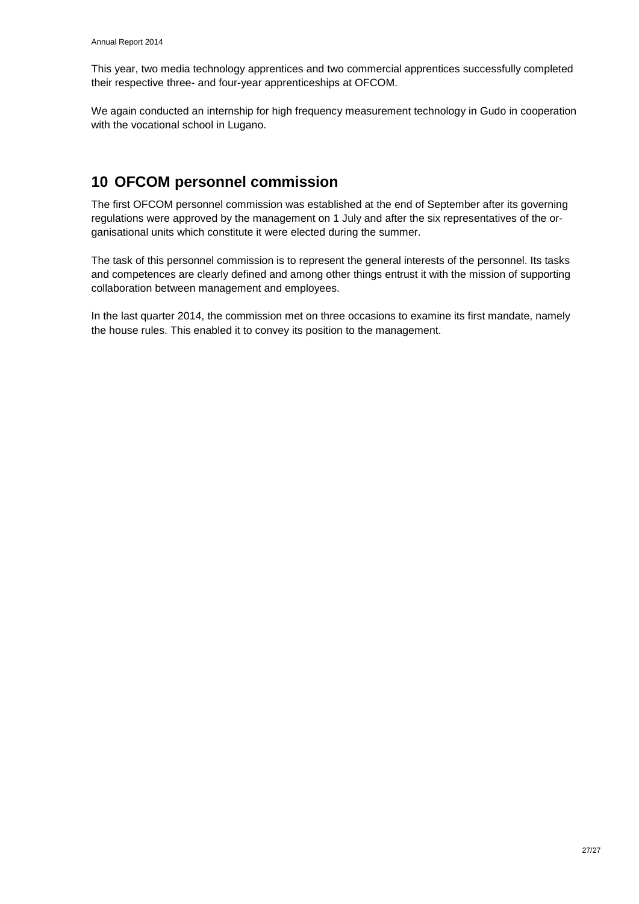This year, two media technology apprentices and two commercial apprentices successfully completed their respective three- and four-year apprenticeships at OFCOM.

We again conducted an internship for high frequency measurement technology in Gudo in cooperation with the vocational school in Lugano.

## 10 OFCOM personnel commission

The first OFCOM personnel commission was established at the end of September after its governing regulations were approved by the management on 1 July and after the six representatives of the organisational units which constitute it were elected during the summer.

The task of this personnel commission is to represent the general interests of the personnel. Its tasks and competences are clearly defined and among other things entrust it with the mission of supporting collaboration between management and employees.

In the last quarter 2014, the commission met on three occasions to examine its first mandate, namely the house rules. This enabled it to convey its position to the management.